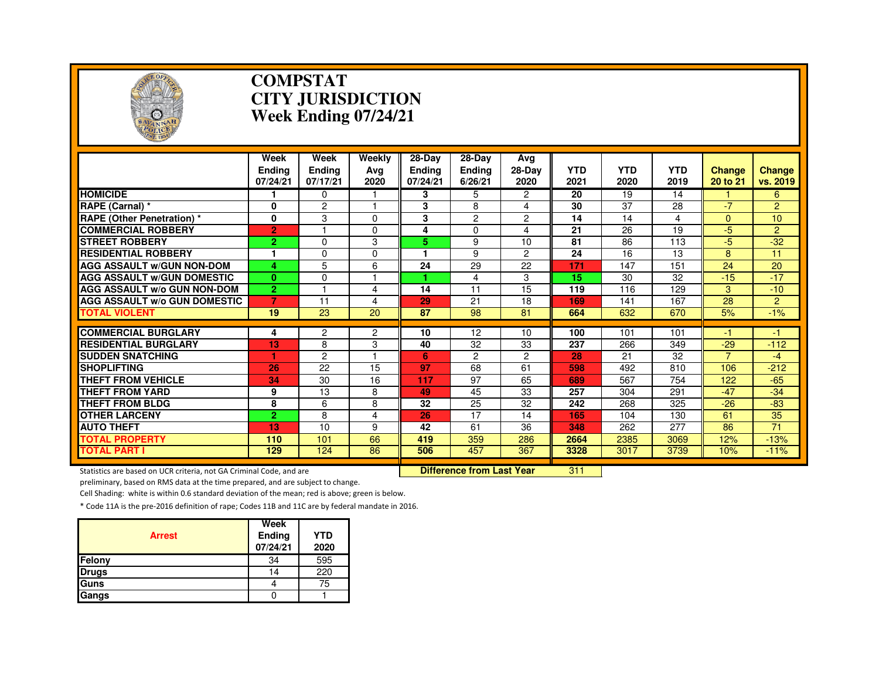# COMPSTAT
# CITY JURISDICTION
# Week Ending 07/24/21

| | Week Ending 07/24/21 | Week Ending 07/17/21 | Weekly Avg 2020 | 28-Day Ending 07/24/21 | 28-Day Ending 6/26/21 | Avg 28-Day 2020 | YTD 2021 | YTD 2020 | YTD 2019 | Change 20 to 21 | Change vs. 2019 |
|---|---|---|---|---|---|---|---|---|---|---|---|
| HOMICIDE | 1 | 0 | 1 | 3 | 5 | 2 | 20 | 19 | 14 | 1 | 6 |
| RAPE (Carnal) * | 0 | 2 | 1 | 3 | 8 | 4 | 30 | 37 | 28 | -7 | 2 |
| RAPE (Other Penetration) * | 0 | 3 | 0 | 3 | 2 | 2 | 14 | 14 | 4 | 0 | 10 |
| COMMERCIAL ROBBERY | 2 | 1 | 0 | 4 | 0 | 4 | 21 | 26 | 19 | -5 | 2 |
| STREET ROBBERY | 2 | 0 | 3 | 5 | 9 | 10 | 81 | 86 | 113 | -5 | -32 |
| RESIDENTIAL ROBBERY | 1 | 0 | 0 | 1 | 9 | 2 | 24 | 16 | 13 | 8 | 11 |
| AGG ASSAULT w/GUN NON-DOM | 4 | 5 | 6 | 24 | 29 | 22 | 171 | 147 | 151 | 24 | 20 |
| AGG ASSAULT w/GUN DOMESTIC | 0 | 0 | 1 | 1 | 4 | 3 | 15 | 30 | 32 | -15 | -17 |
| AGG ASSAULT w/o GUN NON-DOM | 2 | 1 | 4 | 14 | 11 | 15 | 119 | 116 | 129 | 3 | -10 |
| AGG ASSAULT w/o GUN DOMESTIC | 7 | 11 | 4 | 29 | 21 | 18 | 169 | 141 | 167 | 28 | 2 |
| TOTAL VIOLENT | 19 | 23 | 20 | 87 | 98 | 81 | 664 | 632 | 670 | 5% | -1% |
| COMMERCIAL BURGLARY | 4 | 2 | 2 | 10 | 12 | 10 | 100 | 101 | 101 | -1 | -1 |
| RESIDENTIAL BURGLARY | 13 | 8 | 3 | 40 | 32 | 33 | 237 | 266 | 349 | -29 | -112 |
| SUDDEN SNATCHING | 1 | 2 | 1 | 6 | 2 | 2 | 28 | 21 | 32 | 7 | -4 |
| SHOPLIFTING | 26 | 22 | 15 | 97 | 68 | 61 | 598 | 492 | 810 | 106 | -212 |
| THEFT FROM VEHICLE | 34 | 30 | 16 | 117 | 97 | 65 | 689 | 567 | 754 | 122 | -65 |
| THEFT FROM YARD | 9 | 13 | 8 | 49 | 45 | 33 | 257 | 304 | 291 | -47 | -34 |
| THEFT FROM BLDG | 8 | 6 | 8 | 32 | 25 | 32 | 242 | 268 | 325 | -26 | -83 |
| OTHER LARCENY | 2 | 8 | 4 | 26 | 17 | 14 | 165 | 104 | 130 | 61 | 35 |
| AUTO THEFT | 13 | 10 | 9 | 42 | 61 | 36 | 348 | 262 | 277 | 86 | 71 |
| TOTAL PROPERTY | 110 | 101 | 66 | 419 | 359 | 286 | 2664 | 2385 | 3069 | 12% | -13% |
| TOTAL PART I | 129 | 124 | 86 | 506 | 457 | 367 | 3328 | 3017 | 3739 | 10% | -11% |

**Difference from Last Year** 311

Statistics are based on UCR criteria, not GA Criminal Code, and are preliminary, based on RMS data at the time prepared, and are subject to change.

Cell Shading: white is within 0.6 standard deviation of the mean; red is above; green is below.

* Code 11A is the pre-2016 definition of rape; Codes 11B and 11C are by federal mandate in 2016.

| Arrest | Week Ending 07/24/21 | YTD 2020 |
|---|---|---|
| Felony | 34 | 595 |
| Drugs | 14 | 220 |
| Guns | 4 | 75 |
| Gangs | 0 | 1 |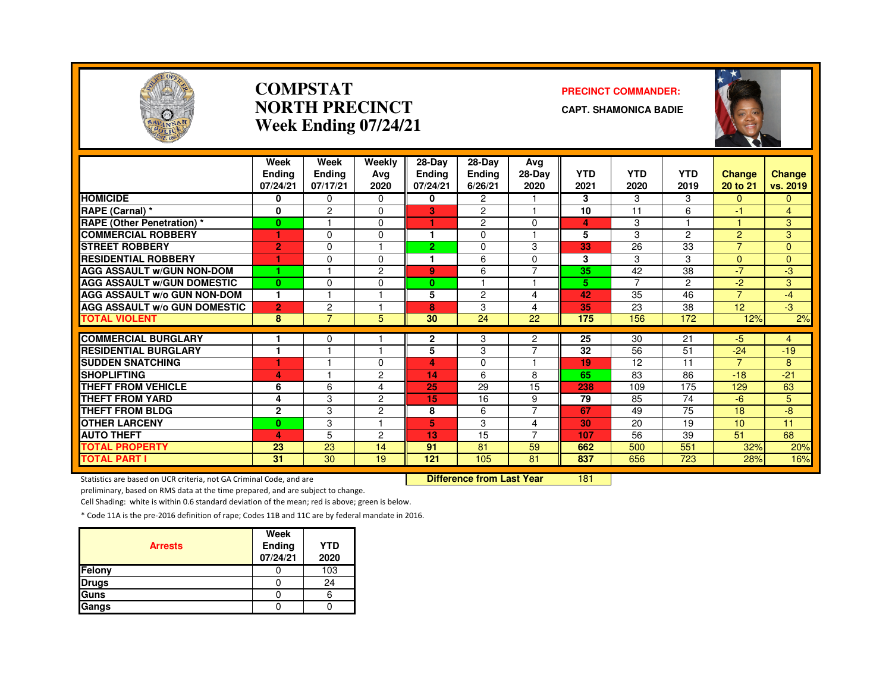# COMPSTAT
# NORTH PRECINCT
# Week Ending 07/24/21

**PRECINCT COMMANDER:**

**CAPT. SHAMONICA BADIE**

| | Week Ending 07/24/21 | Week Ending 07/17/21 | Weekly Avg 2020 | 28-Day Ending 07/24/21 | 28-Day Ending 6/26/21 | Avg 28-Day 2020 | YTD 2021 | YTD 2020 | YTD 2019 | Change 20 to 21 | Change vs. 2019 |
|---|---|---|---|---|---|---|---|---|---|---|---|
| HOMICIDE | 0 | 0 | 0 | 0 | 2 | 1 | 3 | 3 | 3 | 0 | 0 |
| RAPE (Carnal) * | 0 | 2 | 0 | 3 | 2 | 1 | 10 | 11 | 6 | -1 | 4 |
| RAPE (Other Penetration) * | 0 | 1 | 0 | 1 | 2 | 0 | 4 | 3 | 1 | 1 | 3 |
| COMMERCIAL ROBBERY | 1 | 0 | 0 | 1 | 0 | 1 | 5 | 3 | 2 | 2 | 3 |
| STREET ROBBERY | 2 | 0 | 1 | 2 | 0 | 3 | 33 | 26 | 33 | 7 | 0 |
| RESIDENTIAL ROBBERY | 1 | 0 | 0 | 1 | 6 | 0 | 3 | 3 | 3 | 0 | 0 |
| AGG ASSAULT w/GUN NON-DOM | 1 | 1 | 2 | 9 | 6 | 7 | 35 | 42 | 38 | -7 | -3 |
| AGG ASSAULT w/GUN DOMESTIC | 0 | 0 | 0 | 0 | 1 | 1 | 5 | 7 | 2 | -2 | 3 |
| AGG ASSAULT w/o GUN NON-DOM | 1 | 1 | 1 | 5 | 2 | 4 | 42 | 35 | 46 | 7 | -4 |
| AGG ASSAULT w/o GUN DOMESTIC | 2 | 2 | 1 | 8 | 3 | 4 | 35 | 23 | 38 | 12 | -3 |
| TOTAL VIOLENT | 8 | 7 | 5 | 30 | 24 | 22 | 175 | 156 | 172 | 12% | 2% |
| COMMERCIAL BURGLARY | 1 | 0 | 1 | 2 | 3 | 2 | 25 | 30 | 21 | -5 | 4 |
| RESIDENTIAL BURGLARY | 1 | 1 | 1 | 5 | 3 | 7 | 32 | 56 | 51 | -24 | -19 |
| SUDDEN SNATCHING | 1 | 1 | 0 | 4 | 0 | 1 | 19 | 12 | 11 | 7 | 8 |
| SHOPLIFTING | 4 | 1 | 2 | 14 | 6 | 8 | 65 | 83 | 86 | -18 | -21 |
| THEFT FROM VEHICLE | 6 | 6 | 4 | 25 | 29 | 15 | 238 | 109 | 175 | 129 | 63 |
| THEFT FROM YARD | 4 | 3 | 2 | 15 | 16 | 9 | 79 | 85 | 74 | -6 | 5 |
| THEFT FROM BLDG | 2 | 3 | 2 | 8 | 6 | 7 | 67 | 49 | 75 | 18 | -8 |
| OTHER LARCENY | 0 | 3 | 1 | 5 | 3 | 4 | 30 | 20 | 19 | 10 | 11 |
| AUTO THEFT | 4 | 5 | 2 | 13 | 15 | 7 | 107 | 56 | 39 | 51 | 68 |
| TOTAL PROPERTY | 23 | 23 | 14 | 91 | 81 | 59 | 662 | 500 | 551 | 32% | 20% |
| TOTAL PART I | 31 | 30 | 19 | 121 | 105 | 81 | 837 | 656 | 723 | 28% | 16% |

**Difference from Last Year** 181

Statistics are based on UCR criteria, not GA Criminal Code, and are preliminary, based on RMS data at the time prepared, and are subject to change.

Cell Shading: white is within 0.6 standard deviation of the mean; red is above; green is below.

* Code 11A is the pre-2016 definition of rape; Codes 11B and 11C are by federal mandate in 2016.

| Arrests | Week Ending 07/24/21 | YTD 2020 |
|---|---|---|
| Felony | 0 | 103 |
| Drugs | 0 | 24 |
| Guns | 0 | 6 |
| Gangs | 0 | 0 |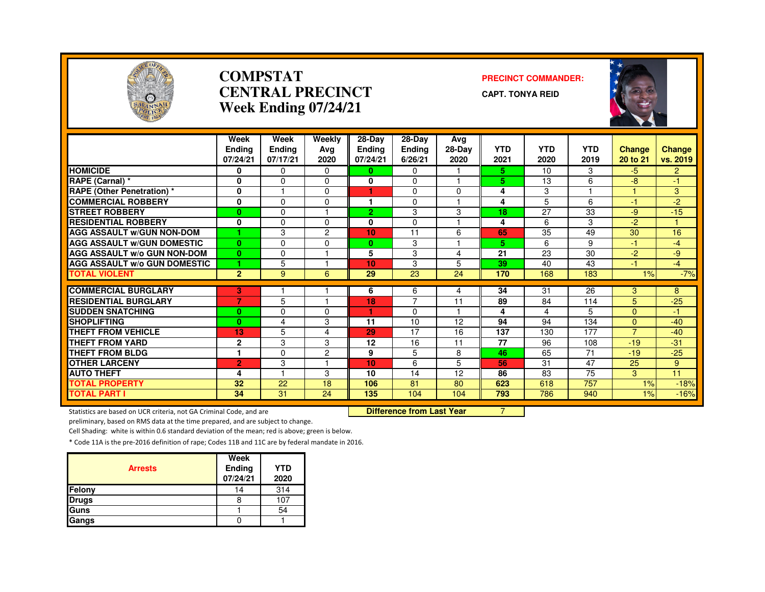# COMPSTAT
# CENTRAL PRECINCT
## Week Ending 07/24/21

**PRECINCT COMMANDER:**

**CAPT. TONYA REID**

| | Week Ending 07/24/21 | Week Ending 07/17/21 | Weekly Avg 2020 | 28-Day Ending 07/24/21 | 28-Day Ending 6/26/21 | Avg 28-Day 2020 | YTD 2021 | YTD 2020 | YTD 2019 | Change 20 to 21 | Change vs. 2019 |
|---|---|---|---|---|---|---|---|---|---|---|---|
| HOMICIDE | 0 | 0 | 0 | 0 | 0 | 1 | 5 | 10 | 3 | -5 | 2 |
| RAPE (Carnal) * | 0 | 0 | 0 | 0 | 0 | 1 | 5 | 13 | 6 | -8 | -1 |
| RAPE (Other Penetration) * | 0 | 1 | 0 | 1 | 0 | 0 | 4 | 3 | 1 | 1 | 3 |
| COMMERCIAL ROBBERY | 0 | 0 | 0 | 1 | 0 | 1 | 4 | 5 | 6 | -1 | -2 |
| STREET ROBBERY | 0 | 0 | 1 | 2 | 3 | 3 | 18 | 27 | 33 | -9 | -15 |
| RESIDENTIAL ROBBERY | 0 | 0 | 0 | 0 | 0 | 1 | 4 | 6 | 3 | -2 | 1 |
| AGG ASSAULT w/GUN NON-DOM | 1 | 3 | 2 | 10 | 11 | 6 | 65 | 35 | 49 | 30 | 16 |
| AGG ASSAULT w/GUN DOMESTIC | 0 | 0 | 0 | 0 | 3 | 1 | 5 | 6 | 9 | -1 | -4 |
| AGG ASSAULT w/o GUN NON-DOM | 0 | 0 | 1 | 5 | 3 | 4 | 21 | 23 | 30 | -2 | -9 |
| AGG ASSAULT w/o GUN DOMESTIC | 1 | 5 | 1 | 10 | 3 | 5 | 39 | 40 | 43 | -1 | -4 |
| TOTAL VIOLENT | 2 | 9 | 6 | 29 | 23 | 24 | 170 | 168 | 183 | 1% | -7% |
| COMMERCIAL BURGLARY | 3 | 1 | 1 | 6 | 6 | 4 | 34 | 31 | 26 | 3 | 8 |
| RESIDENTIAL BURGLARY | 7 | 5 | 1 | 18 | 7 | 11 | 89 | 84 | 114 | 5 | -25 |
| SUDDEN SNATCHING | 0 | 0 | 0 | 1 | 0 | 1 | 4 | 4 | 5 | 0 | -1 |
| SHOPLIFTING | 0 | 4 | 3 | 11 | 10 | 12 | 94 | 94 | 134 | 0 | -40 |
| THEFT FROM VEHICLE | 13 | 5 | 4 | 29 | 17 | 16 | 137 | 130 | 177 | 7 | -40 |
| THEFT FROM YARD | 2 | 3 | 3 | 12 | 16 | 11 | 77 | 96 | 108 | -19 | -31 |
| THEFT FROM BLDG | 1 | 0 | 2 | 9 | 5 | 8 | 46 | 65 | 71 | -19 | -25 |
| OTHER LARCENY | 2 | 3 | 1 | 10 | 6 | 5 | 56 | 31 | 47 | 25 | 9 |
| AUTO THEFT | 4 | 1 | 3 | 10 | 14 | 12 | 86 | 83 | 75 | 3 | 11 |
| TOTAL PROPERTY | 32 | 22 | 18 | 106 | 81 | 80 | 623 | 618 | 757 | 1% | -18% |
| TOTAL PART I | 34 | 31 | 24 | 135 | 104 | 104 | 793 | 786 | 940 | 1% | -16% |

**Difference from Last Year** 7

Statistics are based on UCR criteria, not GA Criminal Code, and are preliminary, based on RMS data at the time prepared, and are subject to change.

Cell Shading: white is within 0.6 standard deviation of the mean; red is above; green is below.

* Code 11A is the pre-2016 definition of rape; Codes 11B and 11C are by federal mandate in 2016.

| Arrests | Week Ending 07/24/21 | YTD 2020 |
|---|---|---|
| Felony | 14 | 314 |
| Drugs | 8 | 107 |
| Guns | 1 | 54 |
| Gangs | 0 | 1 |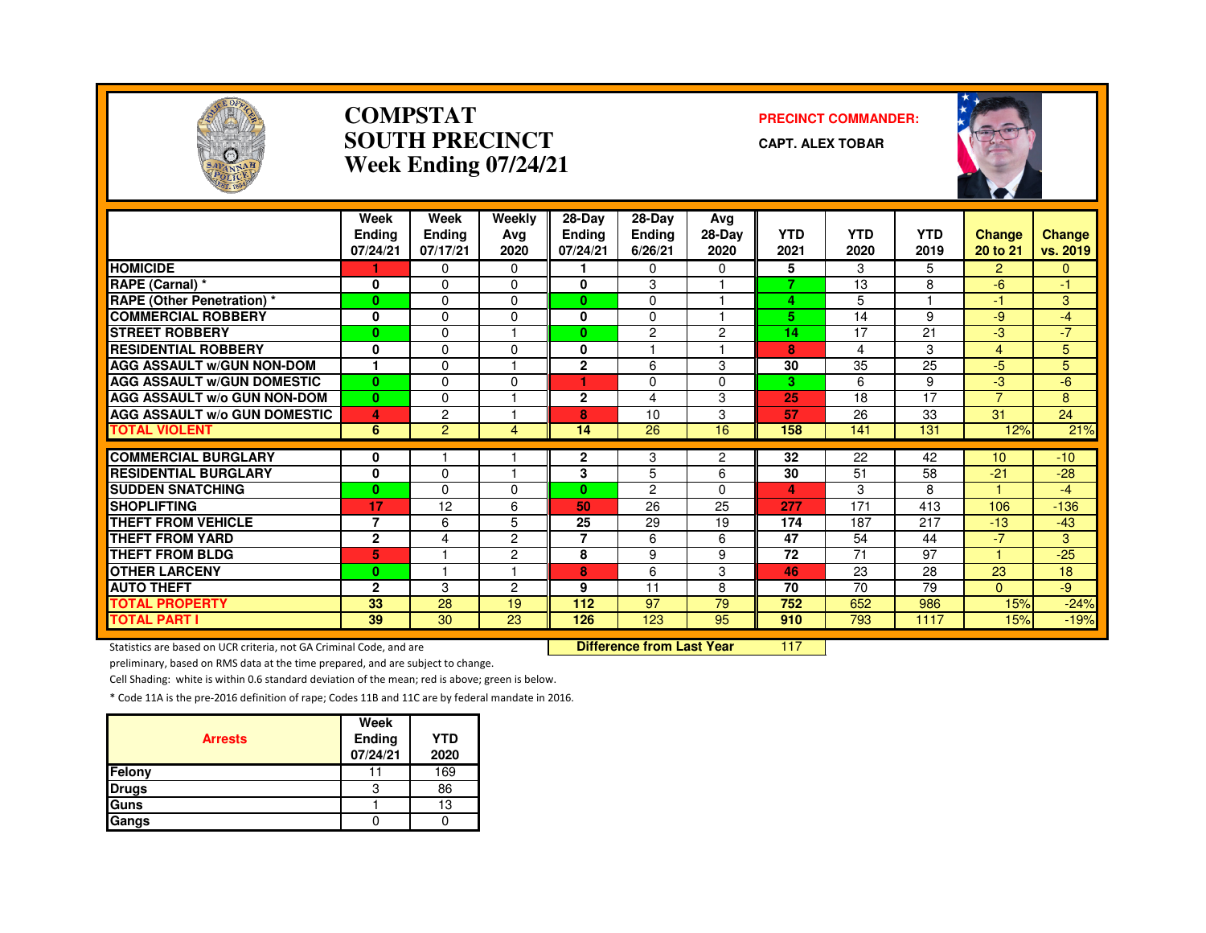# COMPSTAT
# SOUTH PRECINCT
# Week Ending 07/24/21

**PRECINCT COMMANDER:**

**CAPT. ALEX TOBAR**

| | Week Ending 07/24/21 | Week Ending 07/17/21 | Weekly Avg 2020 | 28-Day Ending 07/24/21 | 28-Day Ending 6/26/21 | Avg 28-Day 2020 | YTD 2021 | YTD 2020 | YTD 2019 | Change 20 to 21 | Change vs. 2019 |
|---|---|---|---|---|---|---|---|---|---|---|---|
| HOMICIDE | 1 | 0 | 0 | 1 | 0 | 0 | 5 | 3 | 5 | 2 | 0 |
| RAPE (Carnal) * | 0 | 0 | 0 | 0 | 3 | 1 | 7 | 13 | 8 | -6 | -1 |
| RAPE (Other Penetration) * | 0 | 0 | 0 | 0 | 0 | 1 | 4 | 5 | 1 | -1 | 3 |
| COMMERCIAL ROBBERY | 0 | 0 | 0 | 0 | 0 | 1 | 5 | 14 | 9 | -9 | -4 |
| STREET ROBBERY | 0 | 0 | 1 | 0 | 2 | 2 | 14 | 17 | 21 | -3 | -7 |
| RESIDENTIAL ROBBERY | 0 | 0 | 0 | 0 | 1 | 1 | 8 | 4 | 3 | 4 | 5 |
| AGG ASSAULT w/GUN NON-DOM | 1 | 0 | 1 | 2 | 6 | 3 | 30 | 35 | 25 | -5 | 5 |
| AGG ASSAULT w/GUN DOMESTIC | 0 | 0 | 0 | 1 | 0 | 0 | 3 | 6 | 9 | -3 | -6 |
| AGG ASSAULT w/o GUN NON-DOM | 0 | 0 | 1 | 2 | 4 | 3 | 25 | 18 | 17 | 7 | 8 |
| AGG ASSAULT w/o GUN DOMESTIC | 4 | 2 | 1 | 8 | 10 | 3 | 57 | 26 | 33 | 31 | 24 |
| TOTAL VIOLENT | 6 | 2 | 4 | 14 | 26 | 16 | 158 | 141 | 131 | 12% | 21% |
| COMMERCIAL BURGLARY | 0 | 1 | 1 | 2 | 3 | 2 | 32 | 22 | 42 | 10 | -10 |
| RESIDENTIAL BURGLARY | 0 | 0 | 1 | 3 | 5 | 6 | 30 | 51 | 58 | -21 | -28 |
| SUDDEN SNATCHING | 0 | 0 | 0 | 0 | 2 | 0 | 4 | 3 | 8 | 1 | -4 |
| SHOPLIFTING | 17 | 12 | 6 | 50 | 26 | 25 | 277 | 171 | 413 | 106 | -136 |
| THEFT FROM VEHICLE | 7 | 6 | 5 | 25 | 29 | 19 | 174 | 187 | 217 | -13 | -43 |
| THEFT FROM YARD | 2 | 4 | 2 | 7 | 6 | 6 | 47 | 54 | 44 | -7 | 3 |
| THEFT FROM BLDG | 5 | 1 | 2 | 8 | 9 | 9 | 72 | 71 | 97 | 1 | -25 |
| OTHER LARCENY | 0 | 1 | 1 | 8 | 6 | 3 | 46 | 23 | 28 | 23 | 18 |
| AUTO THEFT | 2 | 3 | 2 | 9 | 11 | 8 | 70 | 70 | 79 | 0 | -9 |
| TOTAL PROPERTY | 33 | 28 | 19 | 112 | 97 | 79 | 752 | 652 | 986 | 15% | -24% |
| TOTAL PART I | 39 | 30 | 23 | 126 | 123 | 95 | 910 | 793 | 1117 | 15% | -19% |

**Difference from Last Year** 117

Statistics are based on UCR criteria, not GA Criminal Code, and are preliminary, based on RMS data at the time prepared, and are subject to change.

Cell Shading: white is within 0.6 standard deviation of the mean; red is above; green is below.

* Code 11A is the pre-2016 definition of rape; Codes 11B and 11C are by federal mandate in 2016.

| Arrests | Week Ending 07/24/21 | YTD 2020 |
|---|---|---|
| Felony | 11 | 169 |
| Drugs | 3 | 86 |
| Guns | 1 | 13 |
| Gangs | 0 | 0 |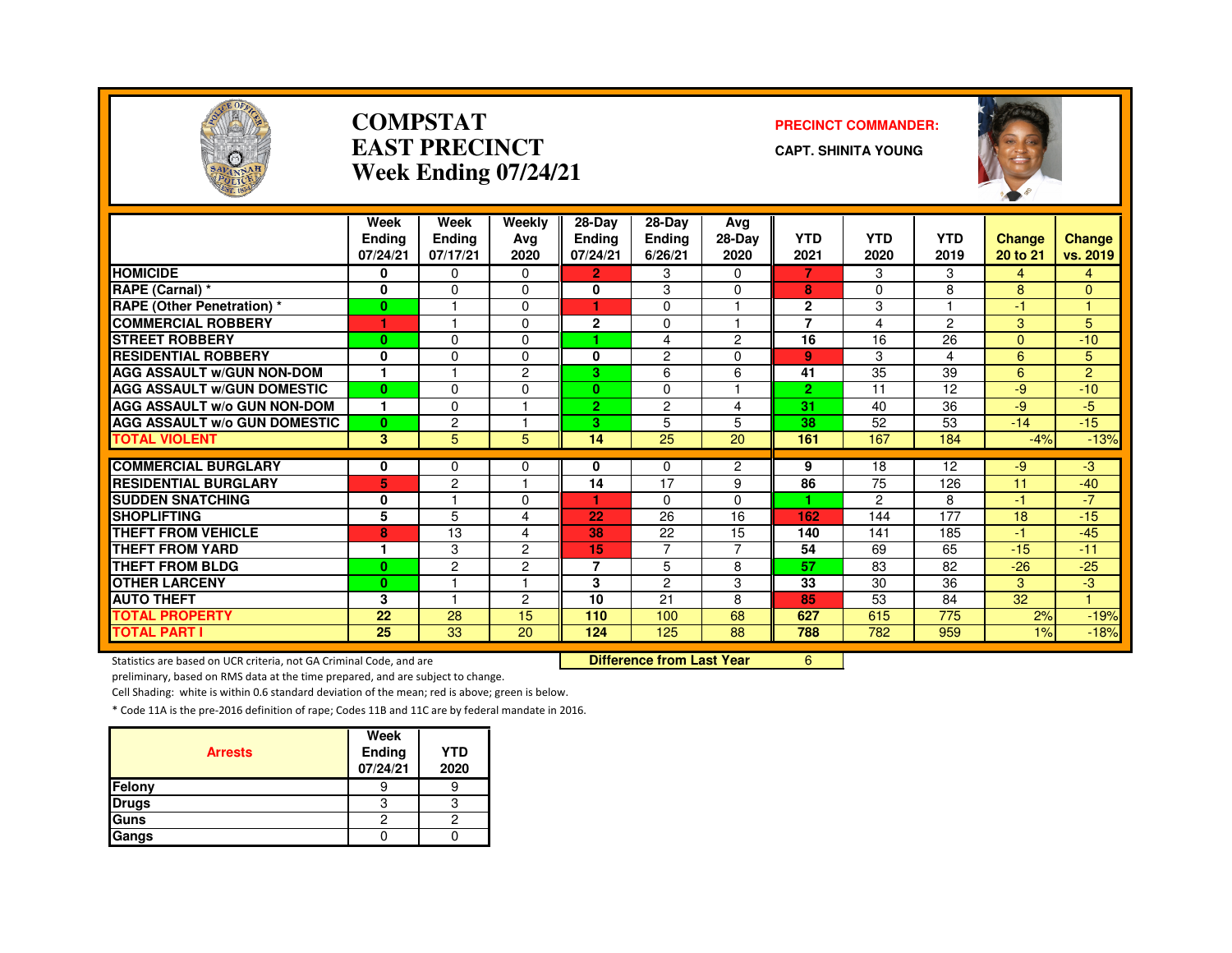# COMPSTAT
## EAST PRECINCT
## Week Ending 07/24/21

**PRECINCT COMMANDER:**
**CAPT. SHINITA YOUNG**

| | Week Ending 07/24/21 | Week Ending 07/17/21 | Weekly Avg 2020 | 28-Day Ending 07/24/21 | 28-Day Ending 6/26/21 | Avg 28-Day 2020 | YTD 2021 | YTD 2020 | YTD 2019 | Change 20 to 21 | Change vs. 2019 |
|---|---|---|---|---|---|---|---|---|---|---|---|
| **HOMICIDE** | 0 | 0 | 0 | 2 | 3 | 0 | 7 | 3 | 3 | 4 | 4 |
| **RAPE (Carnal) *** | 0 | 0 | 0 | 0 | 3 | 0 | 8 | 0 | 8 | 8 | 0 |
| **RAPE (Other Penetration) *** | 0 | 1 | 0 | 1 | 0 | 1 | 2 | 3 | 1 | -1 | 1 |
| **COMMERCIAL ROBBERY** | 1 | 1 | 0 | 2 | 0 | 1 | 7 | 4 | 2 | 3 | 5 |
| **STREET ROBBERY** | 0 | 0 | 0 | 1 | 4 | 2 | 16 | 16 | 26 | 0 | -10 |
| **RESIDENTIAL ROBBERY** | 0 | 0 | 0 | 0 | 2 | 0 | 9 | 3 | 4 | 6 | 5 |
| **AGG ASSAULT w/GUN NON-DOM** | 1 | 1 | 2 | 3 | 6 | 6 | 41 | 35 | 39 | 6 | 2 |
| **AGG ASSAULT w/GUN DOMESTIC** | 0 | 0 | 0 | 0 | 0 | 1 | 2 | 11 | 12 | -9 | -10 |
| **AGG ASSAULT w/o GUN NON-DOM** | 1 | 0 | 1 | 2 | 2 | 4 | 31 | 40 | 36 | -9 | -5 |
| **AGG ASSAULT w/o GUN DOMESTIC** | 0 | 2 | 1 | 3 | 5 | 5 | 38 | 52 | 53 | -14 | -15 |
| **TOTAL VIOLENT** | 3 | 5 | 5 | 14 | 25 | 20 | 161 | 167 | 184 | -4% | -13% |
| **COMMERCIAL BURGLARY** | 0 | 0 | 0 | 0 | 0 | 2 | 9 | 18 | 12 | -9 | -3 |
| **RESIDENTIAL BURGLARY** | 5 | 2 | 1 | 14 | 17 | 9 | 86 | 75 | 126 | 11 | -40 |
| **SUDDEN SNATCHING** | 0 | 1 | 0 | 1 | 0 | 0 | 1 | 2 | 8 | -1 | -7 |
| **SHOPLIFTING** | 5 | 5 | 4 | 22 | 26 | 16 | 162 | 144 | 177 | 18 | -15 |
| **THEFT FROM VEHICLE** | 8 | 13 | 4 | 38 | 22 | 15 | 140 | 141 | 185 | -1 | -45 |
| **THEFT FROM YARD** | 1 | 3 | 2 | 15 | 7 | 7 | 54 | 69 | 65 | -15 | -11 |
| **THEFT FROM BLDG** | 0 | 2 | 2 | 7 | 5 | 8 | 57 | 83 | 82 | -26 | -25 |
| **OTHER LARCENY** | 0 | 1 | 1 | 3 | 2 | 3 | 33 | 30 | 36 | 3 | -3 |
| **AUTO THEFT** | 3 | 1 | 2 | 10 | 21 | 8 | 85 | 53 | 84 | 32 | 1 |
| **TOTAL PROPERTY** | 22 | 28 | 15 | 110 | 100 | 68 | 627 | 615 | 775 | 2% | -19% |
| **TOTAL PART I** | 25 | 33 | 20 | 124 | 125 | 88 | 788 | 782 | 959 | 1% | -18% |

**Difference from Last Year** 6

Statistics are based on UCR criteria, not GA Criminal Code, and are preliminary, based on RMS data at the time prepared, and are subject to change.

Cell Shading: white is within 0.6 standard deviation of the mean; red is above; green is below.

* Code 11A is the pre-2016 definition of rape; Codes 11B and 11C are by federal mandate in 2016.

| Arrests | Week Ending 07/24/21 | YTD 2020 |
|---|---|---|
| Felony | 9 | 9 |
| Drugs | 3 | 3 |
| Guns | 2 | 2 |
| Gangs | 0 | 0 |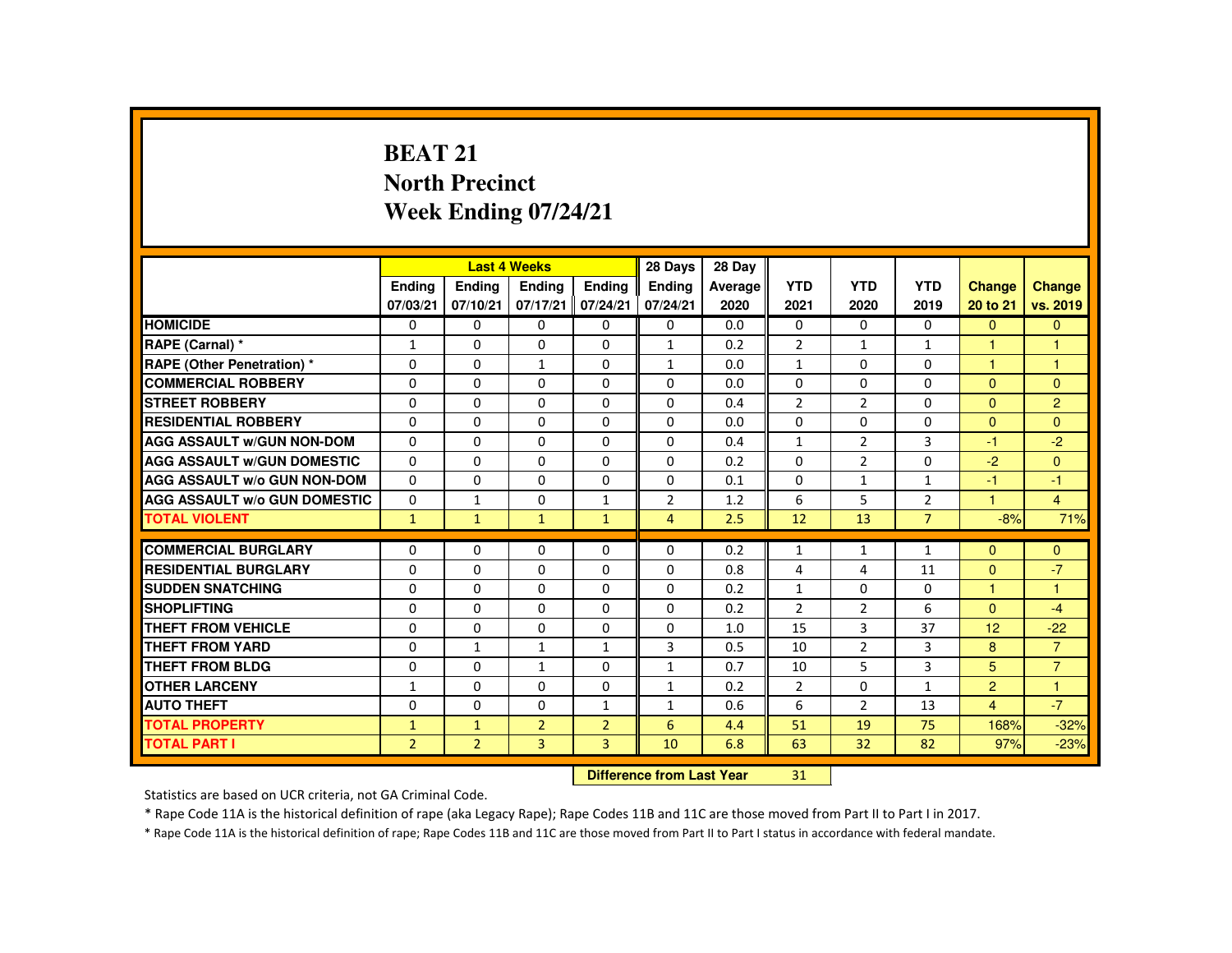# BEAT 21
## North Precinct
## Week Ending 07/24/21

| | Last 4 Weeks | | | | 28 Days | 28 Day | | | | | |
|---|---|---|---|---|---|---|---|---|---|---|---|
| | Ending 07/03/21 | Ending 07/10/21 | Ending 07/17/21 | Ending 07/24/21 | Ending 07/24/21 | Average 2020 | YTD 2021 | YTD 2020 | YTD 2019 | Change 20 to 21 | Change vs. 2019 |
| HOMICIDE | 0 | 0 | 0 | 0 | 0 | 0.0 | 0 | 0 | 0 | 0 | 0 |
| RAPE (Carnal) * | 1 | 0 | 0 | 0 | 1 | 0.2 | 2 | 1 | 1 | 1 | 1 |
| RAPE (Other Penetration) * | 0 | 0 | 1 | 0 | 1 | 0.0 | 1 | 0 | 0 | 1 | 1 |
| COMMERCIAL ROBBERY | 0 | 0 | 0 | 0 | 0 | 0.0 | 0 | 0 | 0 | 0 | 0 |
| STREET ROBBERY | 0 | 0 | 0 | 0 | 0 | 0.4 | 2 | 2 | 0 | 0 | 2 |
| RESIDENTIAL ROBBERY | 0 | 0 | 0 | 0 | 0 | 0.0 | 0 | 0 | 0 | 0 | 0 |
| AGG ASSAULT w/GUN NON-DOM | 0 | 0 | 0 | 0 | 0 | 0.4 | 1 | 2 | 3 | -1 | -2 |
| AGG ASSAULT w/GUN DOMESTIC | 0 | 0 | 0 | 0 | 0 | 0.2 | 0 | 2 | 0 | -2 | 0 |
| AGG ASSAULT w/o GUN NON-DOM | 0 | 0 | 0 | 0 | 0 | 0.1 | 0 | 1 | 1 | -1 | -1 |
| AGG ASSAULT w/o GUN DOMESTIC | 0 | 1 | 0 | 1 | 2 | 1.2 | 6 | 5 | 2 | 1 | 4 |
| TOTAL VIOLENT | 1 | 1 | 1 | 1 | 4 | 2.5 | 12 | 13 | 7 | -8% | 71% |
| COMMERCIAL BURGLARY | 0 | 0 | 0 | 0 | 0 | 0.2 | 1 | 1 | 1 | 0 | 0 |
| RESIDENTIAL BURGLARY | 0 | 0 | 0 | 0 | 0 | 0.8 | 4 | 4 | 11 | 0 | -7 |
| SUDDEN SNATCHING | 0 | 0 | 0 | 0 | 0 | 0.2 | 1 | 0 | 0 | 1 | 1 |
| SHOPLIFTING | 0 | 0 | 0 | 0 | 0 | 0.2 | 2 | 2 | 6 | 0 | -4 |
| THEFT FROM VEHICLE | 0 | 0 | 0 | 0 | 0 | 1.0 | 15 | 3 | 37 | 12 | -22 |
| THEFT FROM YARD | 0 | 1 | 1 | 1 | 3 | 0.5 | 10 | 2 | 3 | 8 | 7 |
| THEFT FROM BLDG | 0 | 0 | 1 | 0 | 1 | 0.7 | 10 | 5 | 3 | 5 | 7 |
| OTHER LARCENY | 1 | 0 | 0 | 0 | 1 | 0.2 | 2 | 0 | 1 | 2 | 1 |
| AUTO THEFT | 0 | 0 | 0 | 1 | 1 | 0.6 | 6 | 2 | 13 | 4 | -7 |
| TOTAL PROPERTY | 1 | 1 | 2 | 2 | 6 | 4.4 | 51 | 19 | 75 | 168% | -32% |
| TOTAL PART I | 2 | 2 | 3 | 3 | 10 | 6.8 | 63 | 32 | 82 | 97% | -23% |

**Difference from Last Year** 31

Statistics are based on UCR criteria, not GA Criminal Code.

* Rape Code 11A is the historical definition of rape (aka Legacy Rape); Rape Codes 11B and 11C are those moved from Part II to Part I in 2017.

* Rape Code 11A is the historical definition of rape; Rape Codes 11B and 11C are those moved from Part II to Part I status in accordance with federal mandate.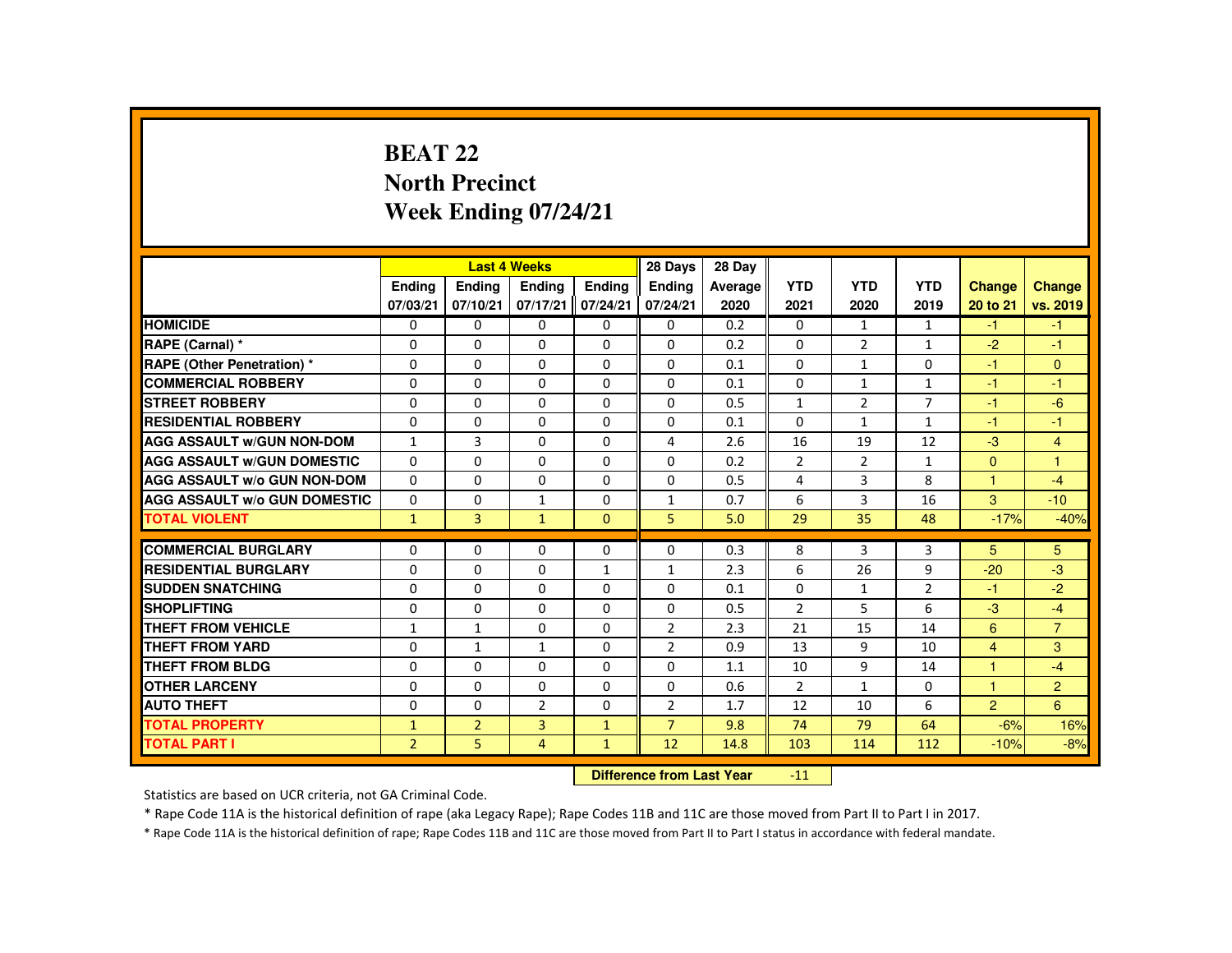# BEAT 22
## North Precinct
## Week Ending 07/24/21

| | Last 4 Weeks | | | | 28 Days | 28 Day | | | | | |
|---|---|---|---|---|---|---|---|---|---|---|---|
| | Ending 07/03/21 | Ending 07/10/21 | Ending 07/17/21 | Ending 07/24/21 | Ending 07/24/21 | Average 2020 | YTD 2021 | YTD 2020 | YTD 2019 | Change 20 to 21 | Change vs. 2019 |
| HOMICIDE | 0 | 0 | 0 | 0 | 0 | 0.2 | 0 | 1 | 1 | -1 | -1 |
| RAPE (Carnal) * | 0 | 0 | 0 | 0 | 0 | 0.2 | 0 | 2 | 1 | -2 | -1 |
| RAPE (Other Penetration) * | 0 | 0 | 0 | 0 | 0 | 0.1 | 0 | 1 | 0 | -1 | 0 |
| COMMERCIAL ROBBERY | 0 | 0 | 0 | 0 | 0 | 0.1 | 0 | 1 | 1 | -1 | -1 |
| STREET ROBBERY | 0 | 0 | 0 | 0 | 0 | 0.5 | 1 | 2 | 7 | -1 | -6 |
| RESIDENTIAL ROBBERY | 0 | 0 | 0 | 0 | 0 | 0.1 | 0 | 1 | 1 | -1 | -1 |
| AGG ASSAULT w/GUN NON-DOM | 1 | 3 | 0 | 0 | 4 | 2.6 | 16 | 19 | 12 | -3 | 4 |
| AGG ASSAULT w/GUN DOMESTIC | 0 | 0 | 0 | 0 | 0 | 0.2 | 2 | 2 | 1 | 0 | 1 |
| AGG ASSAULT w/o GUN NON-DOM | 0 | 0 | 0 | 0 | 0 | 0.5 | 4 | 3 | 8 | 1 | -4 |
| AGG ASSAULT w/o GUN DOMESTIC | 0 | 0 | 1 | 0 | 1 | 0.7 | 6 | 3 | 16 | 3 | -10 |
| TOTAL VIOLENT | 1 | 3 | 1 | 0 | 5 | 5.0 | 29 | 35 | 48 | -17% | -40% |
| COMMERCIAL BURGLARY | 0 | 0 | 0 | 0 | 0 | 0.3 | 8 | 3 | 3 | 5 | 5 |
| RESIDENTIAL BURGLARY | 0 | 0 | 0 | 1 | 1 | 2.3 | 6 | 26 | 9 | -20 | -3 |
| SUDDEN SNATCHING | 0 | 0 | 0 | 0 | 0 | 0.1 | 0 | 1 | 2 | -1 | -2 |
| SHOPLIFTING | 0 | 0 | 0 | 0 | 0 | 0.5 | 2 | 5 | 6 | -3 | -4 |
| THEFT FROM VEHICLE | 1 | 1 | 0 | 0 | 2 | 2.3 | 21 | 15 | 14 | 6 | 7 |
| THEFT FROM YARD | 0 | 1 | 1 | 0 | 2 | 0.9 | 13 | 9 | 10 | 4 | 3 |
| THEFT FROM BLDG | 0 | 0 | 0 | 0 | 0 | 1.1 | 10 | 9 | 14 | 1 | -4 |
| OTHER LARCENY | 0 | 0 | 0 | 0 | 0 | 0.6 | 2 | 1 | 0 | 1 | 2 |
| AUTO THEFT | 0 | 0 | 2 | 0 | 2 | 1.7 | 12 | 10 | 6 | 2 | 6 |
| TOTAL PROPERTY | 1 | 2 | 3 | 1 | 7 | 9.8 | 74 | 79 | 64 | -6% | 16% |
| TOTAL PART I | 2 | 5 | 4 | 1 | 12 | 14.8 | 103 | 114 | 112 | -10% | -8% |

**Difference from Last Year** -11

Statistics are based on UCR criteria, not GA Criminal Code.

* Rape Code 11A is the historical definition of rape (aka Legacy Rape); Rape Codes 11B and 11C are those moved from Part II to Part I in 2017.

* Rape Code 11A is the historical definition of rape; Rape Codes 11B and 11C are those moved from Part II to Part I status in accordance with federal mandate.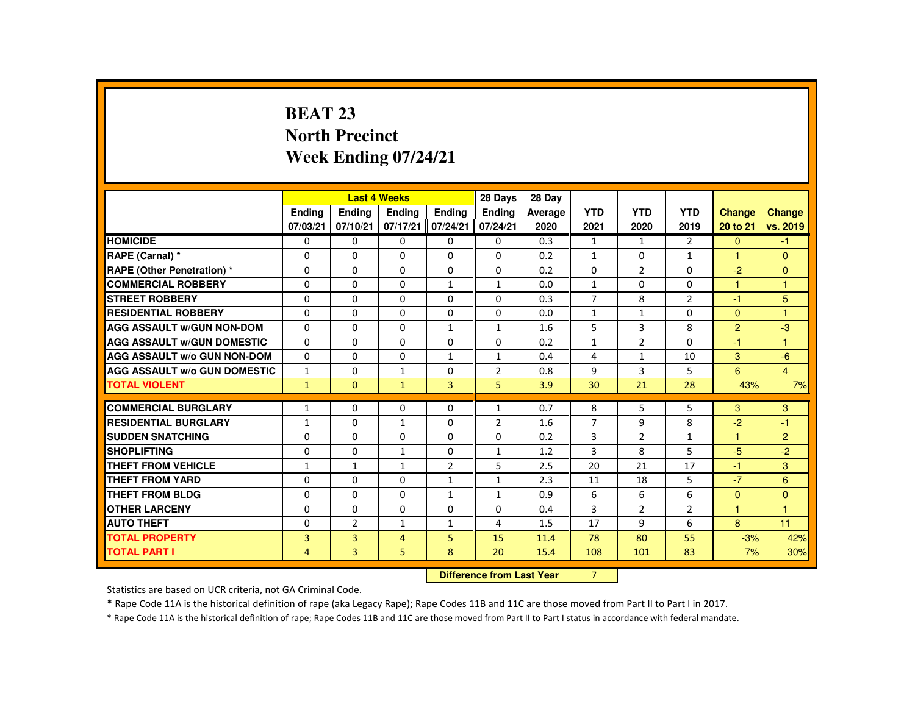# BEAT 23
## North Precinct
## Week Ending 07/24/21

| | Last 4 Weeks | | | | 28 Days | 28 Day | | | | | |
|---|---|---|---|---|---|---|---|---|---|---|---|
| | Ending 07/03/21 | Ending 07/10/21 | Ending 07/17/21 | Ending 07/24/21 | Ending 07/24/21 | Average 2020 | YTD 2021 | YTD 2020 | YTD 2019 | Change 20 to 21 | Change vs. 2019 |
| HOMICIDE | 0 | 0 | 0 | 0 | 0 | 0.3 | 1 | 1 | 2 | 0 | -1 |
| RAPE (Carnal) * | 0 | 0 | 0 | 0 | 0 | 0.2 | 1 | 0 | 1 | 1 | 0 |
| RAPE (Other Penetration) * | 0 | 0 | 0 | 0 | 0 | 0.2 | 0 | 2 | 0 | -2 | 0 |
| COMMERCIAL ROBBERY | 0 | 0 | 0 | 1 | 1 | 0.0 | 1 | 0 | 0 | 1 | 1 |
| STREET ROBBERY | 0 | 0 | 0 | 0 | 0 | 0.3 | 7 | 8 | 2 | -1 | 5 |
| RESIDENTIAL ROBBERY | 0 | 0 | 0 | 0 | 0 | 0.0 | 1 | 1 | 0 | 0 | 1 |
| AGG ASSAULT w/GUN NON-DOM | 0 | 0 | 0 | 1 | 1 | 1.6 | 5 | 3 | 8 | 2 | -3 |
| AGG ASSAULT w/GUN DOMESTIC | 0 | 0 | 0 | 0 | 0 | 0.2 | 1 | 2 | 0 | -1 | 1 |
| AGG ASSAULT w/o GUN NON-DOM | 0 | 0 | 0 | 1 | 1 | 0.4 | 4 | 1 | 10 | 3 | -6 |
| AGG ASSAULT w/o GUN DOMESTIC | 1 | 0 | 1 | 0 | 2 | 0.8 | 9 | 3 | 5 | 6 | 4 |
| TOTAL VIOLENT | 1 | 0 | 1 | 3 | 5 | 3.9 | 30 | 21 | 28 | 43% | 7% |
| COMMERCIAL BURGLARY | 1 | 0 | 0 | 0 | 1 | 0.7 | 8 | 5 | 5 | 3 | 3 |
| RESIDENTIAL BURGLARY | 1 | 0 | 1 | 0 | 2 | 1.6 | 7 | 9 | 8 | -2 | -1 |
| SUDDEN SNATCHING | 0 | 0 | 0 | 0 | 0 | 0.2 | 3 | 2 | 1 | 1 | 2 |
| SHOPLIFTING | 0 | 0 | 1 | 0 | 1 | 1.2 | 3 | 8 | 5 | -5 | -2 |
| THEFT FROM VEHICLE | 1 | 1 | 1 | 2 | 5 | 2.5 | 20 | 21 | 17 | -1 | 3 |
| THEFT FROM YARD | 0 | 0 | 0 | 1 | 1 | 2.3 | 11 | 18 | 5 | -7 | 6 |
| THEFT FROM BLDG | 0 | 0 | 0 | 1 | 1 | 0.9 | 6 | 6 | 6 | 0 | 0 |
| OTHER LARCENY | 0 | 0 | 0 | 0 | 0 | 0.4 | 3 | 2 | 2 | 1 | 1 |
| AUTO THEFT | 0 | 2 | 1 | 1 | 4 | 1.5 | 17 | 9 | 6 | 8 | 11 |
| TOTAL PROPERTY | 3 | 3 | 4 | 5 | 15 | 11.4 | 78 | 80 | 55 | -3% | 42% |
| TOTAL PART I | 4 | 3 | 5 | 8 | 20 | 15.4 | 108 | 101 | 83 | 7% | 30% |

**Difference from Last Year** 7

Statistics are based on UCR criteria, not GA Criminal Code.

* Rape Code 11A is the historical definition of rape (aka Legacy Rape); Rape Codes 11B and 11C are those moved from Part II to Part I in 2017.

* Rape Code 11A is the historical definition of rape; Rape Codes 11B and 11C are those moved from Part II to Part I status in accordance with federal mandate.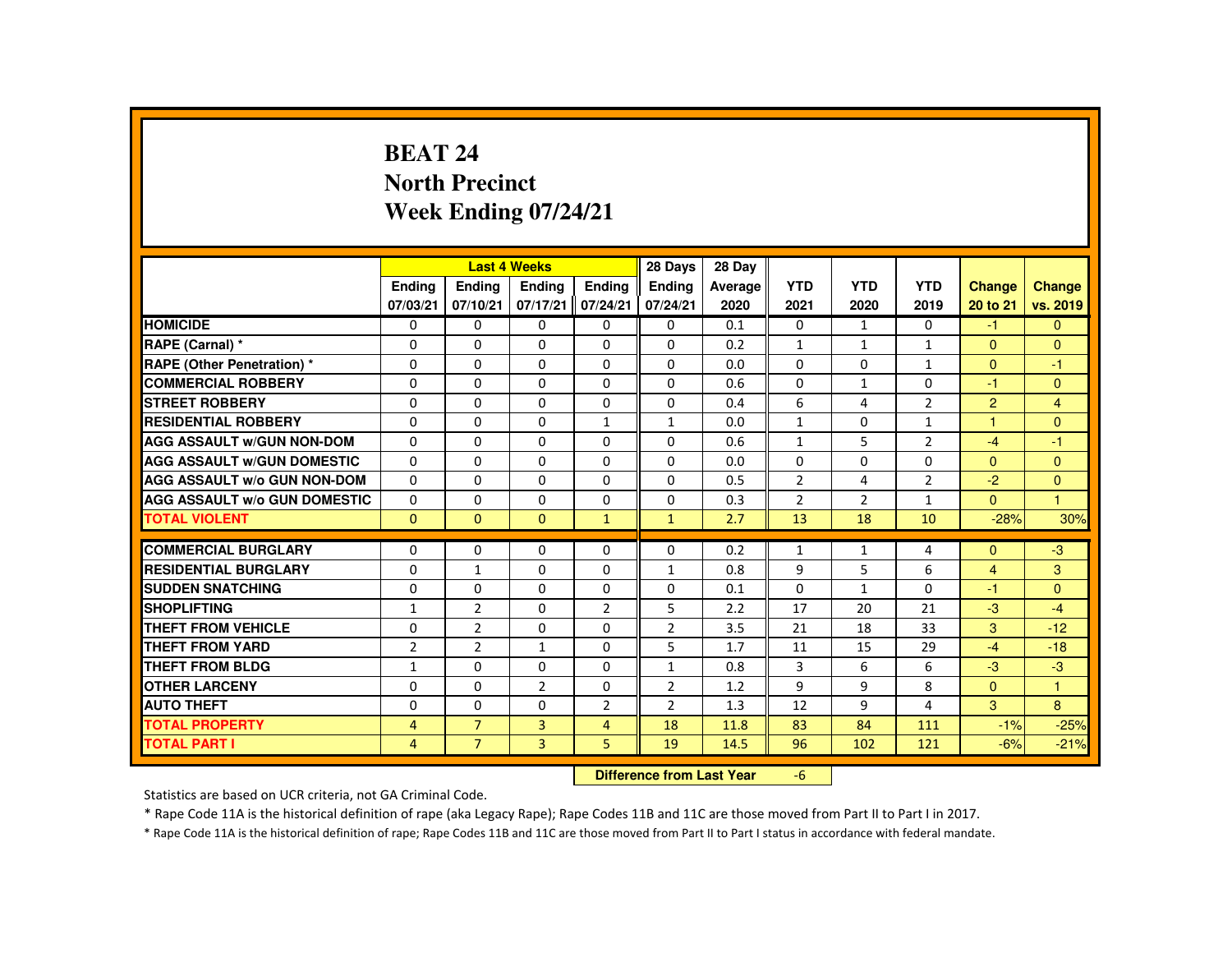# BEAT 24
## North Precinct
## Week Ending 07/24/21

| | Last 4 Weeks | | | | 28 Days | 28 Day | | | | | |
|---|---|---|---|---|---|---|---|---|---|---|---|
| | Ending 07/03/21 | Ending 07/10/21 | Ending 07/17/21 | Ending 07/24/21 | Ending 07/24/21 | Average 2020 | YTD 2021 | YTD 2020 | YTD 2019 | Change 20 to 21 | Change vs. 2019 |
| HOMICIDE | 0 | 0 | 0 | 0 | 0 | 0.1 | 0 | 1 | 0 | -1 | 0 |
| RAPE (Carnal) * | 0 | 0 | 0 | 0 | 0 | 0.2 | 1 | 1 | 1 | 0 | 0 |
| RAPE (Other Penetration) * | 0 | 0 | 0 | 0 | 0 | 0.0 | 0 | 0 | 1 | 0 | -1 |
| COMMERCIAL ROBBERY | 0 | 0 | 0 | 0 | 0 | 0.6 | 0 | 1 | 0 | -1 | 0 |
| STREET ROBBERY | 0 | 0 | 0 | 0 | 0 | 0.4 | 6 | 4 | 2 | 2 | 4 |
| RESIDENTIAL ROBBERY | 0 | 0 | 0 | 1 | 1 | 0.0 | 1 | 0 | 1 | 1 | 0 |
| AGG ASSAULT w/GUN NON-DOM | 0 | 0 | 0 | 0 | 0 | 0.6 | 1 | 5 | 2 | -4 | -1 |
| AGG ASSAULT w/GUN DOMESTIC | 0 | 0 | 0 | 0 | 0 | 0.0 | 0 | 0 | 0 | 0 | 0 |
| AGG ASSAULT w/o GUN NON-DOM | 0 | 0 | 0 | 0 | 0 | 0.5 | 2 | 4 | 2 | -2 | 0 |
| AGG ASSAULT w/o GUN DOMESTIC | 0 | 0 | 0 | 0 | 0 | 0.3 | 2 | 2 | 1 | 0 | 1 |
| TOTAL VIOLENT | 0 | 0 | 0 | 1 | 1 | 2.7 | 13 | 18 | 10 | -28% | 30% |
| COMMERCIAL BURGLARY | 0 | 0 | 0 | 0 | 0 | 0.2 | 1 | 1 | 4 | 0 | -3 |
| RESIDENTIAL BURGLARY | 0 | 1 | 0 | 0 | 1 | 0.8 | 9 | 5 | 6 | 4 | 3 |
| SUDDEN SNATCHING | 0 | 0 | 0 | 0 | 0 | 0.1 | 0 | 1 | 0 | -1 | 0 |
| SHOPLIFTING | 1 | 2 | 0 | 2 | 5 | 2.2 | 17 | 20 | 21 | -3 | -4 |
| THEFT FROM VEHICLE | 0 | 2 | 0 | 0 | 2 | 3.5 | 21 | 18 | 33 | 3 | -12 |
| THEFT FROM YARD | 2 | 2 | 1 | 0 | 5 | 1.7 | 11 | 15 | 29 | -4 | -18 |
| THEFT FROM BLDG | 1 | 0 | 0 | 0 | 1 | 0.8 | 3 | 6 | 6 | -3 | -3 |
| OTHER LARCENY | 0 | 0 | 2 | 0 | 2 | 1.2 | 9 | 9 | 8 | 0 | 1 |
| AUTO THEFT | 0 | 0 | 0 | 2 | 2 | 1.3 | 12 | 9 | 4 | 3 | 8 |
| TOTAL PROPERTY | 4 | 7 | 3 | 4 | 18 | 11.8 | 83 | 84 | 111 | -1% | -25% |
| TOTAL PART I | 4 | 7 | 3 | 5 | 19 | 14.5 | 96 | 102 | 121 | -6% | -21% |

**Difference from Last Year** -6

Statistics are based on UCR criteria, not GA Criminal Code.

* Rape Code 11A is the historical definition of rape (aka Legacy Rape); Rape Codes 11B and 11C are those moved from Part II to Part I in 2017.

* Rape Code 11A is the historical definition of rape; Rape Codes 11B and 11C are those moved from Part II to Part I status in accordance with federal mandate.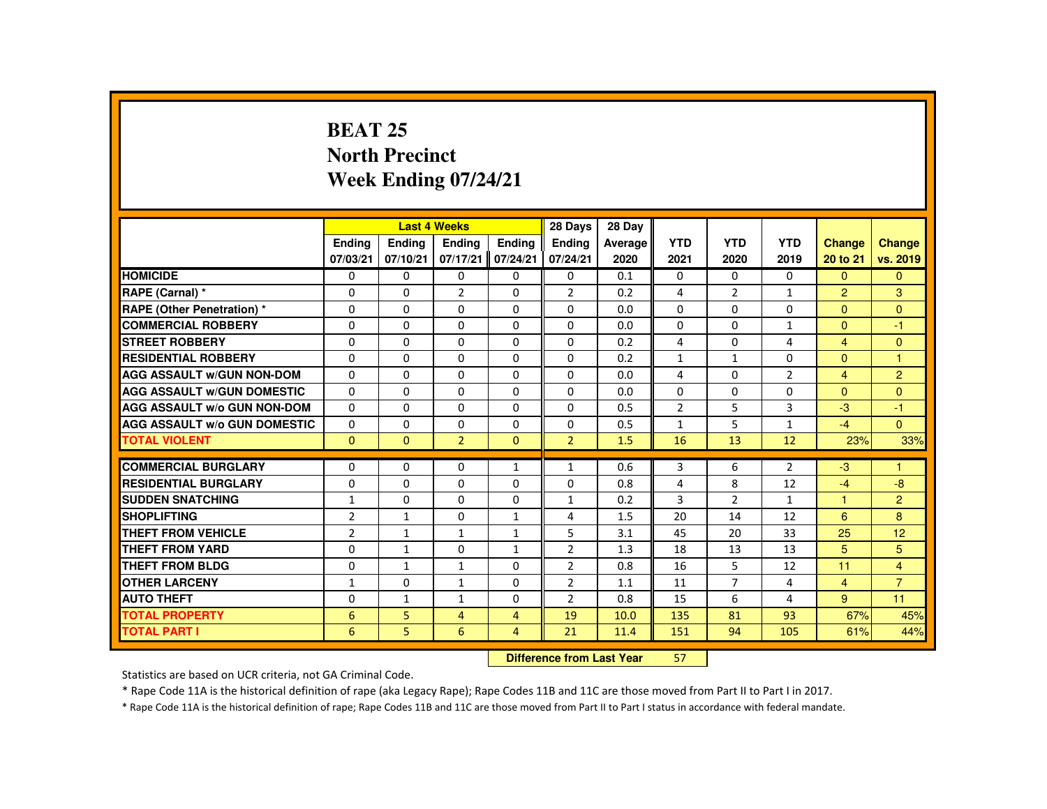# BEAT 25
# North Precinct
# Week Ending 07/24/21

| | Last 4 Weeks | | | | 28 Days | 28 Day | YTD | YTD | YTD | Change | Change |
|---|---|---|---|---|---|---|---|---|---|---|---|
| | Ending 07/03/21 | Ending 07/10/21 | Ending 07/17/21 | Ending 07/24/21 | Ending 07/24/21 | Average 2020 | 2021 | 2020 | 2019 | 20 to 21 | vs. 2019 |
| HOMICIDE | 0 | 0 | 0 | 0 | 0 | 0.1 | 0 | 0 | 0 | 0 | 0 |
| RAPE (Carnal) * | 0 | 0 | 2 | 0 | 2 | 0.2 | 4 | 2 | 1 | 2 | 3 |
| RAPE (Other Penetration) * | 0 | 0 | 0 | 0 | 0 | 0.0 | 0 | 0 | 0 | 0 | 0 |
| COMMERCIAL ROBBERY | 0 | 0 | 0 | 0 | 0 | 0.0 | 0 | 0 | 1 | 0 | -1 |
| STREET ROBBERY | 0 | 0 | 0 | 0 | 0 | 0.2 | 4 | 0 | 4 | 4 | 0 |
| RESIDENTIAL ROBBERY | 0 | 0 | 0 | 0 | 0 | 0.2 | 1 | 1 | 0 | 0 | 1 |
| AGG ASSAULT w/GUN NON-DOM | 0 | 0 | 0 | 0 | 0 | 0.0 | 4 | 0 | 2 | 4 | 2 |
| AGG ASSAULT w/GUN DOMESTIC | 0 | 0 | 0 | 0 | 0 | 0.0 | 0 | 0 | 0 | 0 | 0 |
| AGG ASSAULT w/o GUN NON-DOM | 0 | 0 | 0 | 0 | 0 | 0.5 | 2 | 5 | 3 | -3 | -1 |
| AGG ASSAULT w/o GUN DOMESTIC | 0 | 0 | 0 | 0 | 0 | 0.5 | 1 | 5 | 1 | -4 | 0 |
| TOTAL VIOLENT | 0 | 0 | 2 | 0 | 2 | 1.5 | 16 | 13 | 12 | 23% | 33% |
| COMMERCIAL BURGLARY | 0 | 0 | 0 | 1 | 1 | 0.6 | 3 | 6 | 2 | -3 | 1 |
| RESIDENTIAL BURGLARY | 0 | 0 | 0 | 0 | 0 | 0.8 | 4 | 8 | 12 | -4 | -8 |
| SUDDEN SNATCHING | 1 | 0 | 0 | 0 | 1 | 0.2 | 3 | 2 | 1 | 1 | 2 |
| SHOPLIFTING | 2 | 1 | 0 | 1 | 4 | 1.5 | 20 | 14 | 12 | 6 | 8 |
| THEFT FROM VEHICLE | 2 | 1 | 1 | 1 | 5 | 3.1 | 45 | 20 | 33 | 25 | 12 |
| THEFT FROM YARD | 0 | 1 | 0 | 1 | 2 | 1.3 | 18 | 13 | 13 | 5 | 5 |
| THEFT FROM BLDG | 0 | 1 | 1 | 0 | 2 | 0.8 | 16 | 5 | 12 | 11 | 4 |
| OTHER LARCENY | 1 | 0 | 1 | 0 | 2 | 1.1 | 11 | 7 | 4 | 4 | 7 |
| AUTO THEFT | 0 | 1 | 1 | 0 | 2 | 0.8 | 15 | 6 | 4 | 9 | 11 |
| TOTAL PROPERTY | 6 | 5 | 4 | 4 | 19 | 10.0 | 135 | 81 | 93 | 67% | 45% |
| TOTAL PART I | 6 | 5 | 6 | 4 | 21 | 11.4 | 151 | 94 | 105 | 61% | 44% |

**Difference from Last Year** 57

Statistics are based on UCR criteria, not GA Criminal Code.

* Rape Code 11A is the historical definition of rape (aka Legacy Rape); Rape Codes 11B and 11C are those moved from Part II to Part I in 2017.

* Rape Code 11A is the historical definition of rape; Rape Codes 11B and 11C are those moved from Part II to Part I status in accordance with federal mandate.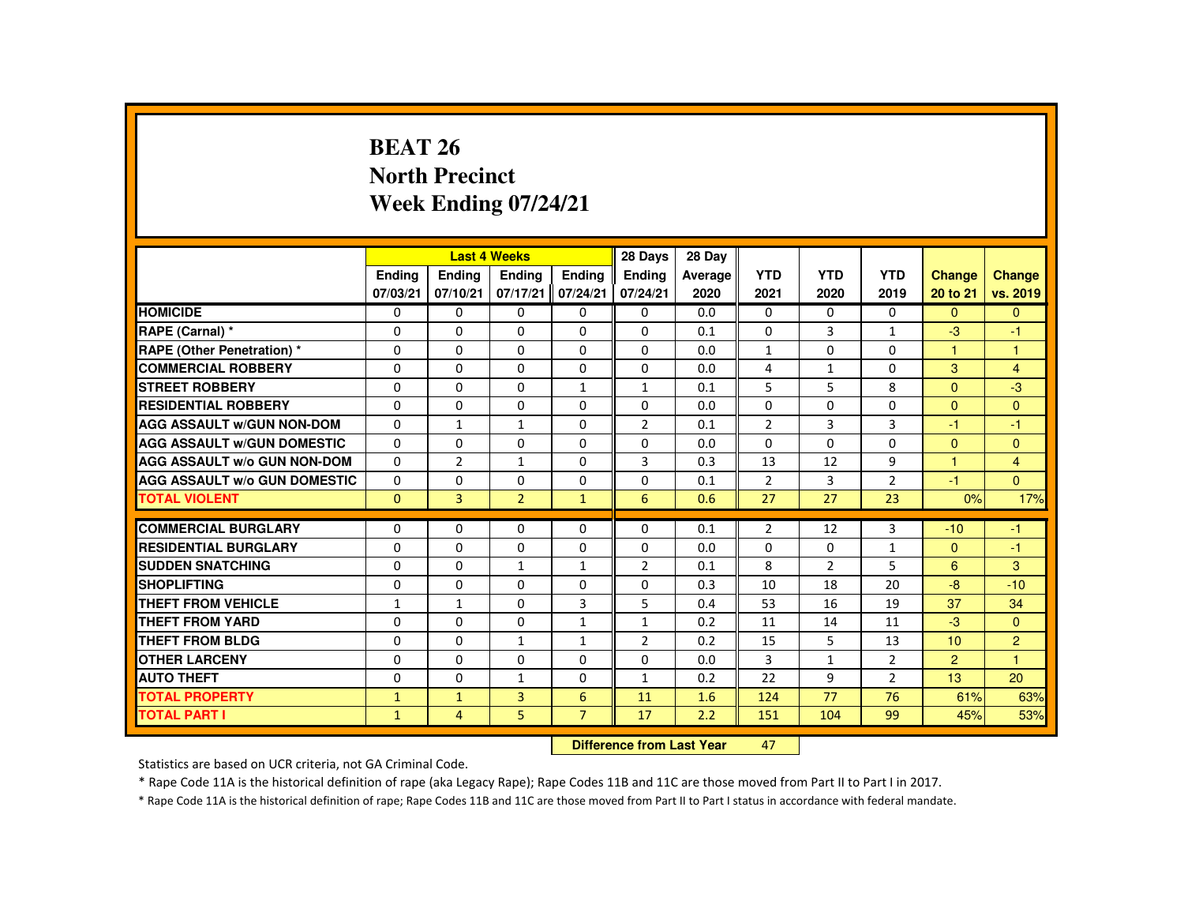# BEAT 26
## North Precinct
## Week Ending 07/24/21

| | Last 4 Weeks | | | | 28 Days | 28 Day | | | | | |
|---|---|---|---|---|---|---|---|---|---|---|---|
| | Ending 07/03/21 | Ending 07/10/21 | Ending 07/17/21 | Ending 07/24/21 | Ending 07/24/21 | Average 2020 | YTD 2021 | YTD 2020 | YTD 2019 | Change 20 to 21 | Change vs. 2019 |
| HOMICIDE | 0 | 0 | 0 | 0 | 0 | 0.0 | 0 | 0 | 0 | 0 | 0 |
| RAPE (Carnal) * | 0 | 0 | 0 | 0 | 0 | 0.1 | 0 | 3 | 1 | -3 | -1 |
| RAPE (Other Penetration) * | 0 | 0 | 0 | 0 | 0 | 0.0 | 1 | 0 | 0 | 1 | 1 |
| COMMERCIAL ROBBERY | 0 | 0 | 0 | 0 | 0 | 0.0 | 4 | 1 | 0 | 3 | 4 |
| STREET ROBBERY | 0 | 0 | 0 | 1 | 1 | 0.1 | 5 | 5 | 8 | 0 | -3 |
| RESIDENTIAL ROBBERY | 0 | 0 | 0 | 0 | 0 | 0.0 | 0 | 0 | 0 | 0 | 0 |
| AGG ASSAULT w/GUN NON-DOM | 0 | 1 | 1 | 0 | 2 | 0.1 | 2 | 3 | 3 | -1 | -1 |
| AGG ASSAULT w/GUN DOMESTIC | 0 | 0 | 0 | 0 | 0 | 0.0 | 0 | 0 | 0 | 0 | 0 |
| AGG ASSAULT w/o GUN NON-DOM | 0 | 2 | 1 | 0 | 3 | 0.3 | 13 | 12 | 9 | 1 | 4 |
| AGG ASSAULT w/o GUN DOMESTIC | 0 | 0 | 0 | 0 | 0 | 0.1 | 2 | 3 | 2 | -1 | 0 |
| TOTAL VIOLENT | 0 | 3 | 2 | 1 | 6 | 0.6 | 27 | 27 | 23 | 0% | 17% |
| COMMERCIAL BURGLARY | 0 | 0 | 0 | 0 | 0 | 0.1 | 2 | 12 | 3 | -10 | -1 |
| RESIDENTIAL BURGLARY | 0 | 0 | 0 | 0 | 0 | 0.0 | 0 | 0 | 1 | 0 | -1 |
| SUDDEN SNATCHING | 0 | 0 | 1 | 1 | 2 | 0.1 | 8 | 2 | 5 | 6 | 3 |
| SHOPLIFTING | 0 | 0 | 0 | 0 | 0 | 0.3 | 10 | 18 | 20 | -8 | -10 |
| THEFT FROM VEHICLE | 1 | 1 | 0 | 3 | 5 | 0.4 | 53 | 16 | 19 | 37 | 34 |
| THEFT FROM YARD | 0 | 0 | 0 | 1 | 1 | 0.2 | 11 | 14 | 11 | -3 | 0 |
| THEFT FROM BLDG | 0 | 0 | 1 | 1 | 2 | 0.2 | 15 | 5 | 13 | 10 | 2 |
| OTHER LARCENY | 0 | 0 | 0 | 0 | 0 | 0.0 | 3 | 1 | 2 | 2 | 1 |
| AUTO THEFT | 0 | 0 | 1 | 0 | 1 | 0.2 | 22 | 9 | 2 | 13 | 20 |
| TOTAL PROPERTY | 1 | 1 | 3 | 6 | 11 | 1.6 | 124 | 77 | 76 | 61% | 63% |
| TOTAL PART I | 1 | 4 | 5 | 7 | 17 | 2.2 | 151 | 104 | 99 | 45% | 53% |

**Difference from Last Year** 47

Statistics are based on UCR criteria, not GA Criminal Code.

* Rape Code 11A is the historical definition of rape (aka Legacy Rape); Rape Codes 11B and 11C are those moved from Part II to Part I in 2017.

* Rape Code 11A is the historical definition of rape; Rape Codes 11B and 11C are those moved from Part II to Part I status in accordance with federal mandate.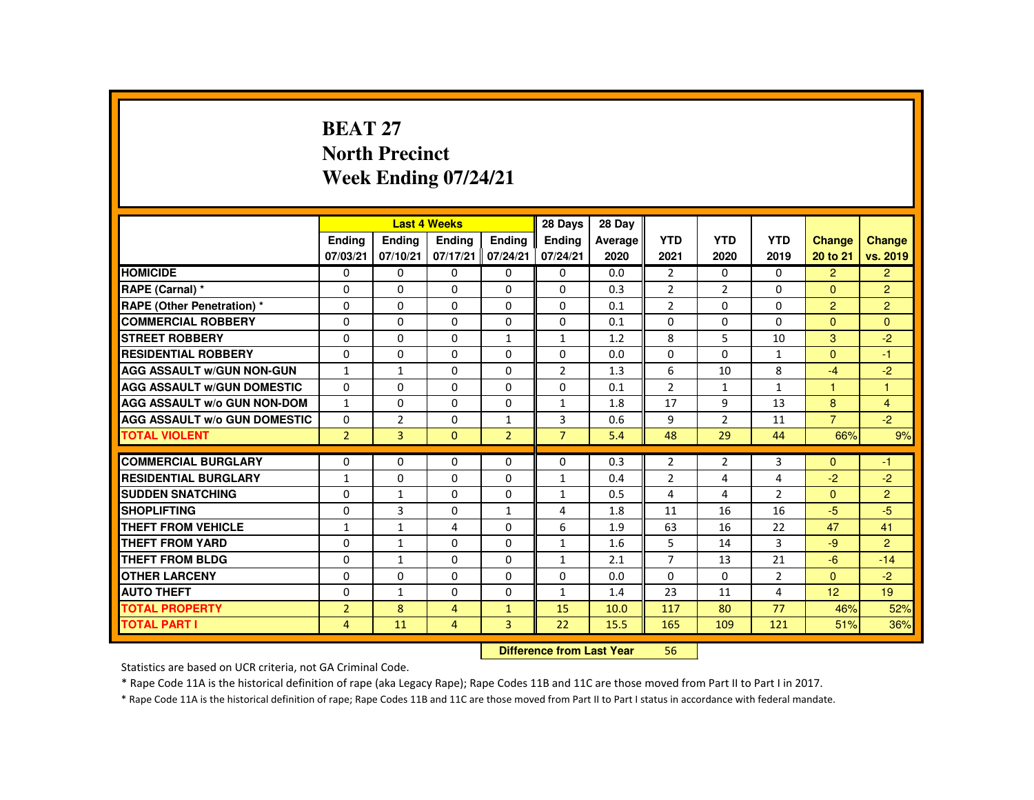# BEAT 27
## North Precinct
## Week Ending 07/24/21

| | Last 4 Weeks | | | | 28 Days | 28 Day | | | | | |
|---|---|---|---|---|---|---|---|---|---|---|---|
| | Ending 07/03/21 | Ending 07/10/21 | Ending 07/17/21 | Ending 07/24/21 | Ending 07/24/21 | Average 2020 | YTD 2021 | YTD 2020 | YTD 2019 | Change 20 to 21 | Change vs. 2019 |
| HOMICIDE | 0 | 0 | 0 | 0 | 0 | 0.0 | 2 | 0 | 0 | 2 | 2 |
| RAPE (Carnal) * | 0 | 0 | 0 | 0 | 0 | 0.3 | 2 | 2 | 0 | 0 | 2 |
| RAPE (Other Penetration) * | 0 | 0 | 0 | 0 | 0 | 0.1 | 2 | 0 | 0 | 2 | 2 |
| COMMERCIAL ROBBERY | 0 | 0 | 0 | 0 | 0 | 0.1 | 0 | 0 | 0 | 0 | 0 |
| STREET ROBBERY | 0 | 0 | 0 | 1 | 1 | 1.2 | 8 | 5 | 10 | 3 | -2 |
| RESIDENTIAL ROBBERY | 0 | 0 | 0 | 0 | 0 | 0.0 | 0 | 0 | 1 | 0 | -1 |
| AGG ASSAULT w/GUN NON-GUN | 1 | 1 | 0 | 0 | 2 | 1.3 | 6 | 10 | 8 | -4 | -2 |
| AGG ASSAULT w/GUN DOMESTIC | 0 | 0 | 0 | 0 | 0 | 0.1 | 2 | 1 | 1 | 1 | 1 |
| AGG ASSAULT w/o GUN NON-DOM | 1 | 0 | 0 | 0 | 1 | 1.8 | 17 | 9 | 13 | 8 | 4 |
| AGG ASSAULT w/o GUN DOMESTIC | 0 | 2 | 0 | 1 | 3 | 0.6 | 9 | 2 | 11 | 7 | -2 |
| TOTAL VIOLENT | 2 | 3 | 0 | 2 | 7 | 5.4 | 48 | 29 | 44 | 66% | 9% |
| COMMERCIAL BURGLARY | 0 | 0 | 0 | 0 | 0 | 0.3 | 2 | 2 | 3 | 0 | -1 |
| RESIDENTIAL BURGLARY | 1 | 0 | 0 | 0 | 1 | 0.4 | 2 | 4 | 4 | -2 | -2 |
| SUDDEN SNATCHING | 0 | 1 | 0 | 0 | 1 | 0.5 | 4 | 4 | 2 | 0 | 2 |
| SHOPLIFTING | 0 | 3 | 0 | 1 | 4 | 1.8 | 11 | 16 | 16 | -5 | -5 |
| THEFT FROM VEHICLE | 1 | 1 | 4 | 0 | 6 | 1.9 | 63 | 16 | 22 | 47 | 41 |
| THEFT FROM YARD | 0 | 1 | 0 | 0 | 1 | 1.6 | 5 | 14 | 3 | -9 | 2 |
| THEFT FROM BLDG | 0 | 1 | 0 | 0 | 1 | 2.1 | 7 | 13 | 21 | -6 | -14 |
| OTHER LARCENY | 0 | 0 | 0 | 0 | 0 | 0.0 | 0 | 0 | 2 | 0 | -2 |
| AUTO THEFT | 0 | 1 | 0 | 0 | 1 | 1.4 | 23 | 11 | 4 | 12 | 19 |
| TOTAL PROPERTY | 2 | 8 | 4 | 1 | 15 | 10.0 | 117 | 80 | 77 | 46% | 52% |
| TOTAL PART I | 4 | 11 | 4 | 3 | 22 | 15.5 | 165 | 109 | 121 | 51% | 36% |

**Difference from Last Year** 56

Statistics are based on UCR criteria, not GA Criminal Code.

* Rape Code 11A is the historical definition of rape (aka Legacy Rape); Rape Codes 11B and 11C are those moved from Part II to Part I in 2017.

* Rape Code 11A is the historical definition of rape; Rape Codes 11B and 11C are those moved from Part II to Part I status in accordance with federal mandate.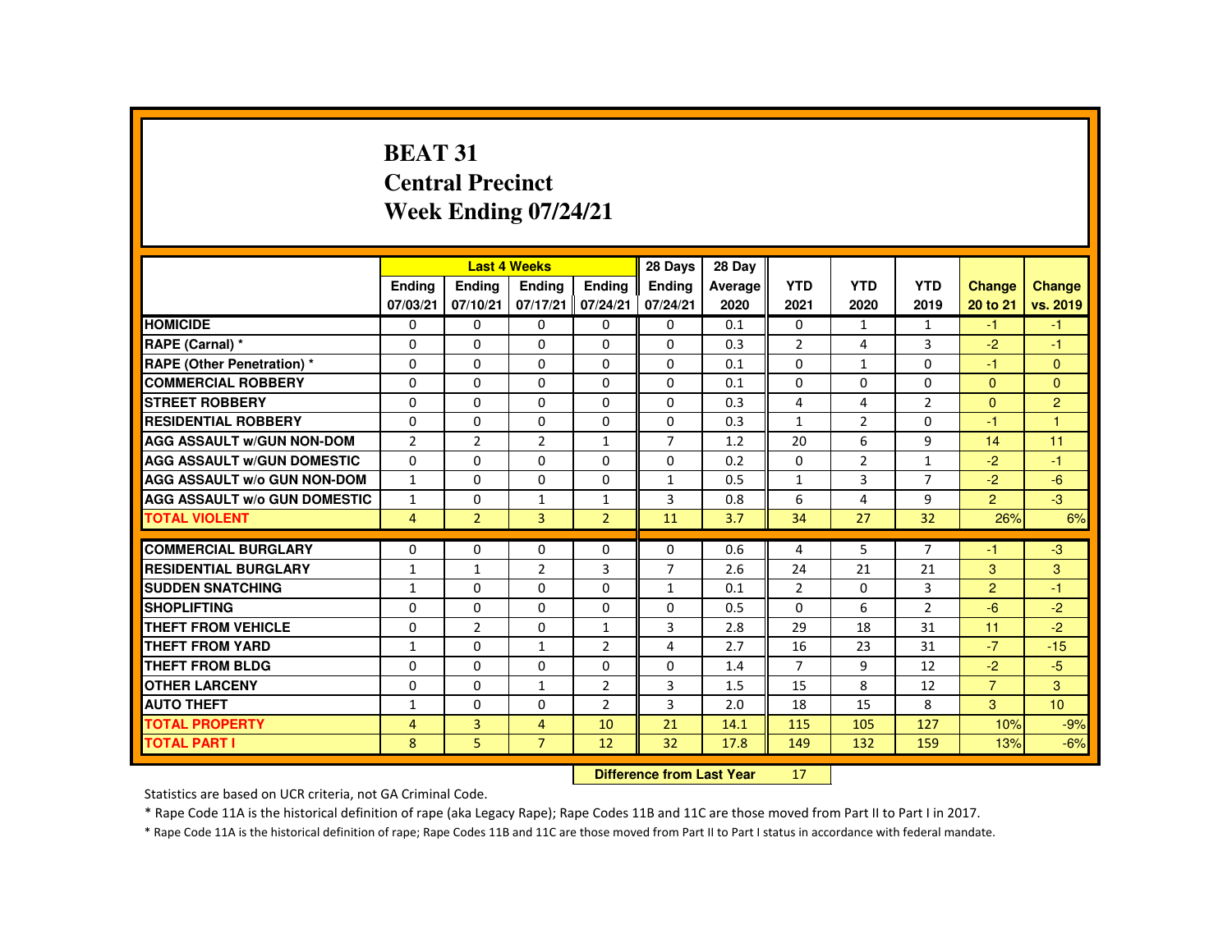# BEAT 31
## Central Precinct
## Week Ending 07/24/21

| | Last 4 Weeks | | | | 28 Days | 28 Day | | | | | |
|---|---|---|---|---|---|---|---|---|---|---|---|
| | Ending 07/03/21 | Ending 07/10/21 | Ending 07/17/21 | Ending 07/24/21 | Ending 07/24/21 | Average 2020 | YTD 2021 | YTD 2020 | YTD 2019 | Change 20 to 21 | Change vs. 2019 |
| HOMICIDE | 0 | 0 | 0 | 0 | 0 | 0.1 | 0 | 1 | 1 | -1 | -1 |
| RAPE (Carnal) * | 0 | 0 | 0 | 0 | 0 | 0.3 | 2 | 4 | 3 | -2 | -1 |
| RAPE (Other Penetration) * | 0 | 0 | 0 | 0 | 0 | 0.1 | 0 | 1 | 0 | -1 | 0 |
| COMMERCIAL ROBBERY | 0 | 0 | 0 | 0 | 0 | 0.1 | 0 | 0 | 0 | 0 | 0 |
| STREET ROBBERY | 0 | 0 | 0 | 0 | 0 | 0.3 | 4 | 4 | 2 | 0 | 2 |
| RESIDENTIAL ROBBERY | 0 | 0 | 0 | 0 | 0 | 0.3 | 1 | 2 | 0 | -1 | 1 |
| AGG ASSAULT w/GUN NON-DOM | 2 | 2 | 2 | 1 | 7 | 1.2 | 20 | 6 | 9 | 14 | 11 |
| AGG ASSAULT w/GUN DOMESTIC | 0 | 0 | 0 | 0 | 0 | 0.2 | 0 | 2 | 1 | -2 | -1 |
| AGG ASSAULT w/o GUN NON-DOM | 1 | 0 | 0 | 0 | 1 | 0.5 | 1 | 3 | 7 | -2 | -6 |
| AGG ASSAULT w/o GUN DOMESTIC | 1 | 0 | 1 | 1 | 3 | 0.8 | 6 | 4 | 9 | 2 | -3 |
| TOTAL VIOLENT | 4 | 2 | 3 | 2 | 11 | 3.7 | 34 | 27 | 32 | 26% | 6% |
| COMMERCIAL BURGLARY | 0 | 0 | 0 | 0 | 0 | 0.6 | 4 | 5 | 7 | -1 | -3 |
| RESIDENTIAL BURGLARY | 1 | 1 | 2 | 3 | 7 | 2.6 | 24 | 21 | 21 | 3 | 3 |
| SUDDEN SNATCHING | 1 | 0 | 0 | 0 | 1 | 0.1 | 2 | 0 | 3 | 2 | -1 |
| SHOPLIFTING | 0 | 0 | 0 | 0 | 0 | 0.5 | 0 | 6 | 2 | -6 | -2 |
| THEFT FROM VEHICLE | 0 | 2 | 0 | 1 | 3 | 2.8 | 29 | 18 | 31 | 11 | -2 |
| THEFT FROM YARD | 1 | 0 | 1 | 2 | 4 | 2.7 | 16 | 23 | 31 | -7 | -15 |
| THEFT FROM BLDG | 0 | 0 | 0 | 0 | 0 | 1.4 | 7 | 9 | 12 | -2 | -5 |
| OTHER LARCENY | 0 | 0 | 1 | 2 | 3 | 1.5 | 15 | 8 | 12 | 7 | 3 |
| AUTO THEFT | 1 | 0 | 0 | 2 | 3 | 2.0 | 18 | 15 | 8 | 3 | 10 |
| TOTAL PROPERTY | 4 | 3 | 4 | 10 | 21 | 14.1 | 115 | 105 | 127 | 10% | -9% |
| TOTAL PART I | 8 | 5 | 7 | 12 | 32 | 17.8 | 149 | 132 | 159 | 13% | -6% |

**Difference from Last Year** 17

Statistics are based on UCR criteria, not GA Criminal Code.

* Rape Code 11A is the historical definition of rape (aka Legacy Rape); Rape Codes 11B and 11C are those moved from Part II to Part I in 2017.

* Rape Code 11A is the historical definition of rape; Rape Codes 11B and 11C are those moved from Part II to Part I status in accordance with federal mandate.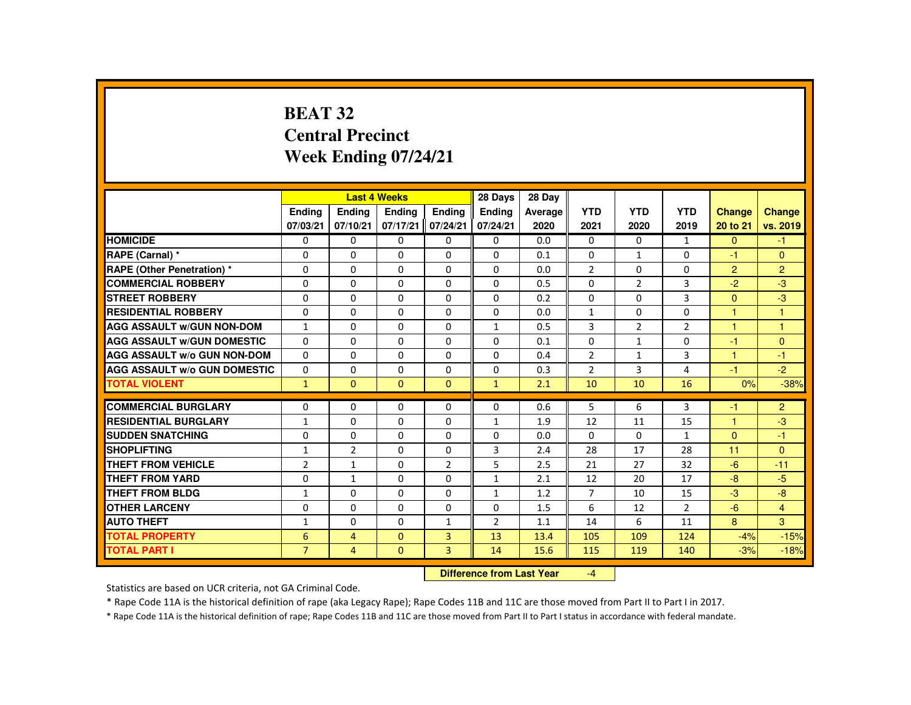# BEAT 32
# Central Precinct
# Week Ending 07/24/21

| | Last 4 Weeks | | | | 28 Days | 28 Day | | | | | |
|---|---|---|---|---|---|---|---|---|---|---|---|
| | Ending 07/03/21 | Ending 07/10/21 | Ending 07/17/21 | Ending 07/24/21 | Ending 07/24/21 | Average 2020 | YTD 2021 | YTD 2020 | YTD 2019 | Change 20 to 21 | Change vs. 2019 |
| HOMICIDE | 0 | 0 | 0 | 0 | 0 | 0.0 | 0 | 0 | 1 | 0 | -1 |
| RAPE (Carnal) * | 0 | 0 | 0 | 0 | 0 | 0.1 | 0 | 1 | 0 | -1 | 0 |
| RAPE (Other Penetration) * | 0 | 0 | 0 | 0 | 0 | 0.0 | 2 | 0 | 0 | 2 | 2 |
| COMMERCIAL ROBBERY | 0 | 0 | 0 | 0 | 0 | 0.5 | 0 | 2 | 3 | -2 | -3 |
| STREET ROBBERY | 0 | 0 | 0 | 0 | 0 | 0.2 | 0 | 0 | 3 | 0 | -3 |
| RESIDENTIAL ROBBERY | 0 | 0 | 0 | 0 | 0 | 0.0 | 1 | 0 | 0 | 1 | 1 |
| AGG ASSAULT w/GUN NON-DOM | 1 | 0 | 0 | 0 | 1 | 0.5 | 3 | 2 | 2 | 1 | 1 |
| AGG ASSAULT w/GUN DOMESTIC | 0 | 0 | 0 | 0 | 0 | 0.1 | 0 | 1 | 0 | -1 | 0 |
| AGG ASSAULT w/o GUN NON-DOM | 0 | 0 | 0 | 0 | 0 | 0.4 | 2 | 1 | 3 | 1 | -1 |
| AGG ASSAULT w/o GUN DOMESTIC | 0 | 0 | 0 | 0 | 0 | 0.3 | 2 | 3 | 4 | -1 | -2 |
| TOTAL VIOLENT | 1 | 0 | 0 | 0 | 1 | 2.1 | 10 | 10 | 16 | 0% | -38% |
| COMMERCIAL BURGLARY | 0 | 0 | 0 | 0 | 0 | 0.6 | 5 | 6 | 3 | -1 | 2 |
| RESIDENTIAL BURGLARY | 1 | 0 | 0 | 0 | 1 | 1.9 | 12 | 11 | 15 | 1 | -3 |
| SUDDEN SNATCHING | 0 | 0 | 0 | 0 | 0 | 0.0 | 0 | 0 | 1 | 0 | -1 |
| SHOPLIFTING | 1 | 2 | 0 | 0 | 3 | 2.4 | 28 | 17 | 28 | 11 | 0 |
| THEFT FROM VEHICLE | 2 | 1 | 0 | 2 | 5 | 2.5 | 21 | 27 | 32 | -6 | -11 |
| THEFT FROM YARD | 0 | 1 | 0 | 0 | 1 | 2.1 | 12 | 20 | 17 | -8 | -5 |
| THEFT FROM BLDG | 1 | 0 | 0 | 0 | 1 | 1.2 | 7 | 10 | 15 | -3 | -8 |
| OTHER LARCENY | 0 | 0 | 0 | 0 | 0 | 1.5 | 6 | 12 | 2 | -6 | 4 |
| AUTO THEFT | 1 | 0 | 0 | 1 | 2 | 1.1 | 14 | 6 | 11 | 8 | 3 |
| TOTAL PROPERTY | 6 | 4 | 0 | 3 | 13 | 13.4 | 105 | 109 | 124 | -4% | -15% |
| TOTAL PART I | 7 | 4 | 0 | 3 | 14 | 15.6 | 115 | 119 | 140 | -3% | -18% |

**Difference from Last Year** -4

Statistics are based on UCR criteria, not GA Criminal Code.

* Rape Code 11A is the historical definition of rape (aka Legacy Rape); Rape Codes 11B and 11C are those moved from Part II to Part I in 2017.

* Rape Code 11A is the historical definition of rape; Rape Codes 11B and 11C are those moved from Part II to Part I status in accordance with federal mandate.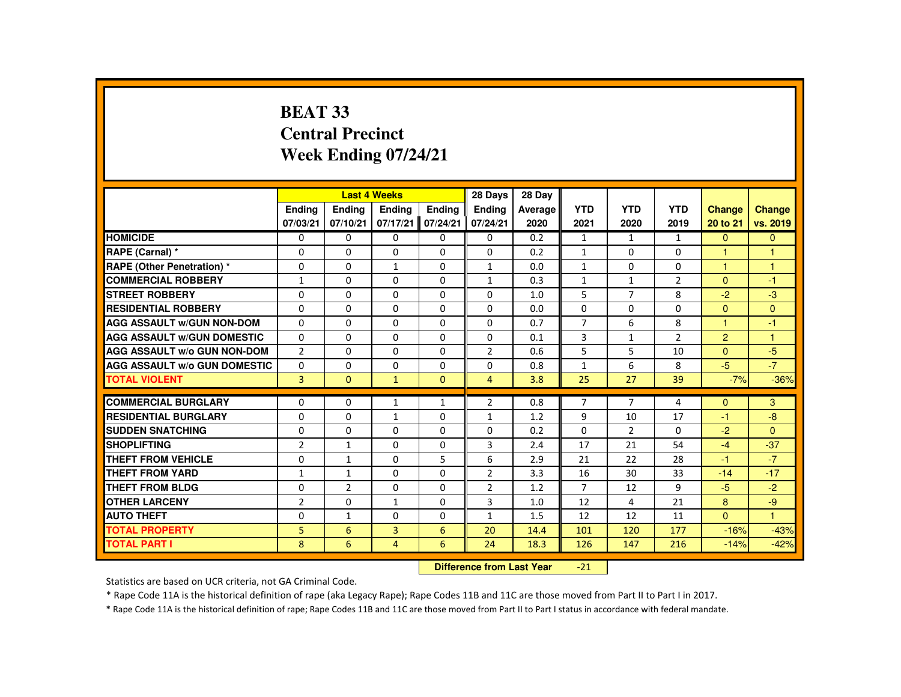# BEAT 33
# Central Precinct
# Week Ending 07/24/21

| | Last 4 Weeks | | | | 28 Days | 28 Day | YTD | YTD | YTD | Change | Change |
|---|---|---|---|---|---|---|---|---|---|---|---|
| | Ending 07/03/21 | Ending 07/10/21 | Ending 07/17/21 | Ending 07/24/21 | Ending 07/24/21 | Average 2020 | 2021 | 2020 | 2019 | 20 to 21 | vs. 2019 |
| HOMICIDE | 0 | 0 | 0 | 0 | 0 | 0.2 | 1 | 1 | 1 | 0 | 0 |
| RAPE (Carnal) * | 0 | 0 | 0 | 0 | 0 | 0.2 | 1 | 0 | 0 | 1 | 1 |
| RAPE (Other Penetration) * | 0 | 0 | 1 | 0 | 1 | 0.0 | 1 | 0 | 0 | 1 | 1 |
| COMMERCIAL ROBBERY | 1 | 0 | 0 | 0 | 1 | 0.3 | 1 | 1 | 2 | 0 | -1 |
| STREET ROBBERY | 0 | 0 | 0 | 0 | 0 | 1.0 | 5 | 7 | 8 | -2 | -3 |
| RESIDENTIAL ROBBERY | 0 | 0 | 0 | 0 | 0 | 0.0 | 0 | 0 | 0 | 0 | 0 |
| AGG ASSAULT w/GUN NON-DOM | 0 | 0 | 0 | 0 | 0 | 0.7 | 7 | 6 | 8 | 1 | -1 |
| AGG ASSAULT w/GUN DOMESTIC | 0 | 0 | 0 | 0 | 0 | 0.1 | 3 | 1 | 2 | 2 | 1 |
| AGG ASSAULT w/o GUN NON-DOM | 2 | 0 | 0 | 0 | 2 | 0.6 | 5 | 5 | 10 | 0 | -5 |
| AGG ASSAULT w/o GUN DOMESTIC | 0 | 0 | 0 | 0 | 0 | 0.8 | 1 | 6 | 8 | -5 | -7 |
| TOTAL VIOLENT | 3 | 0 | 1 | 0 | 4 | 3.8 | 25 | 27 | 39 | -7% | -36% |
| COMMERCIAL BURGLARY | 0 | 0 | 1 | 1 | 2 | 0.8 | 7 | 7 | 4 | 0 | 3 |
| RESIDENTIAL BURGLARY | 0 | 0 | 1 | 0 | 1 | 1.2 | 9 | 10 | 17 | -1 | -8 |
| SUDDEN SNATCHING | 0 | 0 | 0 | 0 | 0 | 0.2 | 0 | 2 | 0 | -2 | 0 |
| SHOPLIFTING | 2 | 1 | 0 | 0 | 3 | 2.4 | 17 | 21 | 54 | -4 | -37 |
| THEFT FROM VEHICLE | 0 | 1 | 0 | 5 | 6 | 2.9 | 21 | 22 | 28 | -1 | -7 |
| THEFT FROM YARD | 1 | 1 | 0 | 0 | 2 | 3.3 | 16 | 30 | 33 | -14 | -17 |
| THEFT FROM BLDG | 0 | 2 | 0 | 0 | 2 | 1.2 | 7 | 12 | 9 | -5 | -2 |
| OTHER LARCENY | 2 | 0 | 1 | 0 | 3 | 1.0 | 12 | 4 | 21 | 8 | -9 |
| AUTO THEFT | 0 | 1 | 0 | 0 | 1 | 1.5 | 12 | 12 | 11 | 0 | 1 |
| TOTAL PROPERTY | 5 | 6 | 3 | 6 | 20 | 14.4 | 101 | 120 | 177 | -16% | -43% |
| TOTAL PART I | 8 | 6 | 4 | 6 | 24 | 18.3 | 126 | 147 | 216 | -14% | -42% |

**Difference from Last Year** -21

Statistics are based on UCR criteria, not GA Criminal Code.

* Rape Code 11A is the historical definition of rape (aka Legacy Rape); Rape Codes 11B and 11C are those moved from Part II to Part I in 2017.

* Rape Code 11A is the historical definition of rape; Rape Codes 11B and 11C are those moved from Part II to Part I status in accordance with federal mandate.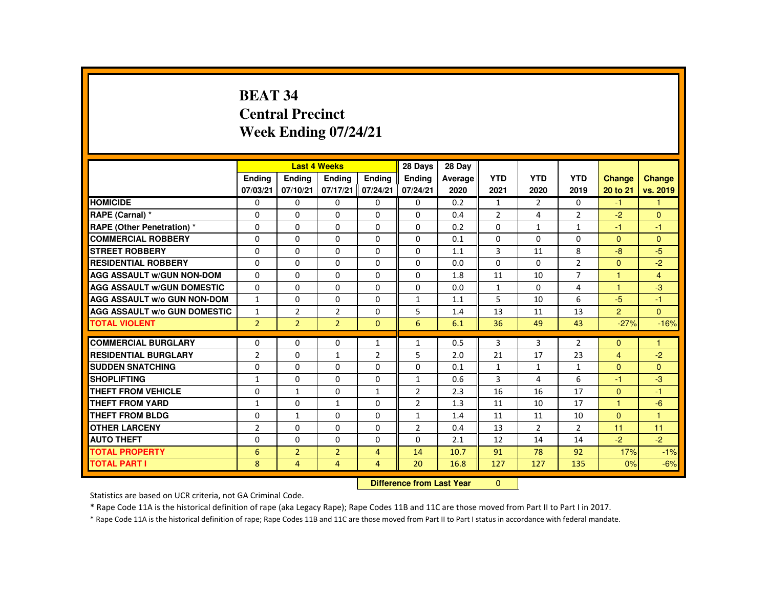# BEAT 34
# Central Precinct
# Week Ending 07/24/21

| | Last 4 Weeks | | | | 28 Days | 28 Day | | | | | |
|---|---|---|---|---|---|---|---|---|---|---|---|
| | Ending 07/03/21 | Ending 07/10/21 | Ending 07/17/21 | Ending 07/24/21 | Ending 07/24/21 | Average 2020 | YTD 2021 | YTD 2020 | YTD 2019 | Change 20 to 21 | Change vs. 2019 |
| HOMICIDE | 0 | 0 | 0 | 0 | 0 | 0.2 | 1 | 2 | 0 | -1 | 1 |
| RAPE (Carnal) * | 0 | 0 | 0 | 0 | 0 | 0.4 | 2 | 4 | 2 | -2 | 0 |
| RAPE (Other Penetration) * | 0 | 0 | 0 | 0 | 0 | 0.2 | 0 | 1 | 1 | -1 | -1 |
| COMMERCIAL ROBBERY | 0 | 0 | 0 | 0 | 0 | 0.1 | 0 | 0 | 0 | 0 | 0 |
| STREET ROBBERY | 0 | 0 | 0 | 0 | 0 | 1.1 | 3 | 11 | 8 | -8 | -5 |
| RESIDENTIAL ROBBERY | 0 | 0 | 0 | 0 | 0 | 0.0 | 0 | 0 | 2 | 0 | -2 |
| AGG ASSAULT w/GUN NON-DOM | 0 | 0 | 0 | 0 | 0 | 1.8 | 11 | 10 | 7 | 1 | 4 |
| AGG ASSAULT w/GUN DOMESTIC | 0 | 0 | 0 | 0 | 0 | 0.0 | 1 | 0 | 4 | 1 | -3 |
| AGG ASSAULT w/o GUN NON-DOM | 1 | 0 | 0 | 0 | 1 | 1.1 | 5 | 10 | 6 | -5 | -1 |
| AGG ASSAULT w/o GUN DOMESTIC | 1 | 2 | 2 | 0 | 5 | 1.4 | 13 | 11 | 13 | 2 | 0 |
| TOTAL VIOLENT | 2 | 2 | 2 | 0 | 6 | 6.1 | 36 | 49 | 43 | -27% | -16% |
| COMMERCIAL BURGLARY | 0 | 0 | 0 | 1 | 1 | 0.5 | 3 | 3 | 2 | 0 | 1 |
| RESIDENTIAL BURGLARY | 2 | 0 | 1 | 2 | 5 | 2.0 | 21 | 17 | 23 | 4 | -2 |
| SUDDEN SNATCHING | 0 | 0 | 0 | 0 | 0 | 0.1 | 1 | 1 | 1 | 0 | 0 |
| SHOPLIFTING | 1 | 0 | 0 | 0 | 1 | 0.6 | 3 | 4 | 6 | -1 | -3 |
| THEFT FROM VEHICLE | 0 | 1 | 0 | 1 | 2 | 2.3 | 16 | 16 | 17 | 0 | -1 |
| THEFT FROM YARD | 1 | 0 | 1 | 0 | 2 | 1.3 | 11 | 10 | 17 | 1 | -6 |
| THEFT FROM BLDG | 0 | 1 | 0 | 0 | 1 | 1.4 | 11 | 11 | 10 | 0 | 1 |
| OTHER LARCENY | 2 | 0 | 0 | 0 | 2 | 0.4 | 13 | 2 | 2 | 11 | 11 |
| AUTO THEFT | 0 | 0 | 0 | 0 | 0 | 2.1 | 12 | 14 | 14 | -2 | -2 |
| TOTAL PROPERTY | 6 | 2 | 2 | 4 | 14 | 10.7 | 91 | 78 | 92 | 17% | -1% |
| TOTAL PART I | 8 | 4 | 4 | 4 | 20 | 16.8 | 127 | 127 | 135 | 0% | -6% |

**Difference from Last Year** 0

Statistics are based on UCR criteria, not GA Criminal Code.

* Rape Code 11A is the historical definition of rape (aka Legacy Rape); Rape Codes 11B and 11C are those moved from Part II to Part I in 2017.

* Rape Code 11A is the historical definition of rape; Rape Codes 11B and 11C are those moved from Part II to Part I status in accordance with federal mandate.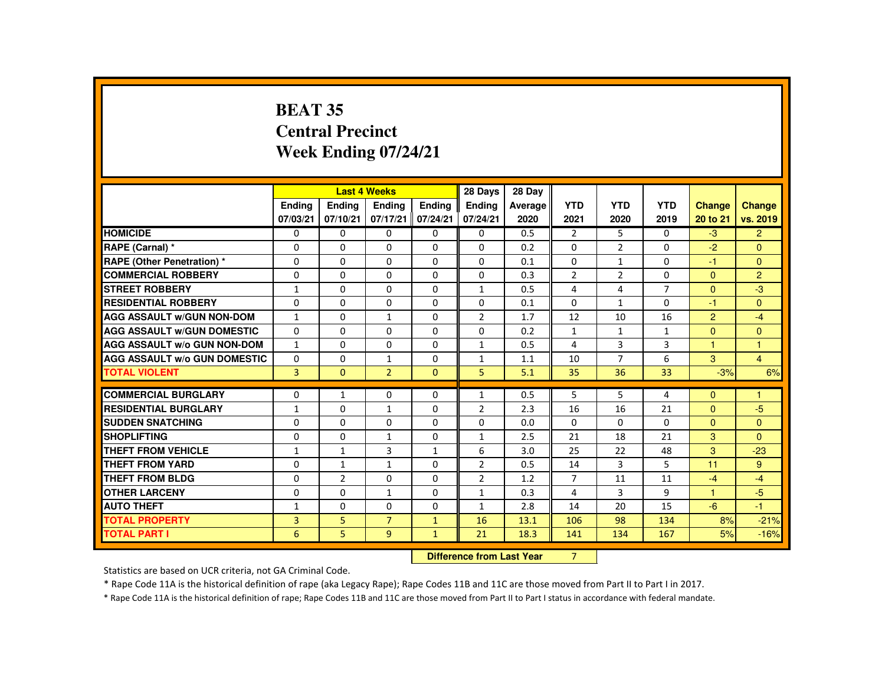# BEAT 35
## Central Precinct
## Week Ending 07/24/21

| | Last 4 Weeks | | | | 28 Days | 28 Day | | | | | |
|---|---|---|---|---|---|---|---|---|---|---|---|
| | Ending 07/03/21 | Ending 07/10/21 | Ending 07/17/21 | Ending 07/24/21 | Ending 07/24/21 | Average 2020 | YTD 2021 | YTD 2020 | YTD 2019 | Change 20 to 21 | Change vs. 2019 |
| HOMICIDE | 0 | 0 | 0 | 0 | 0 | 0.5 | 2 | 5 | 0 | -3 | 2 |
| RAPE (Carnal) * | 0 | 0 | 0 | 0 | 0 | 0.2 | 0 | 2 | 0 | -2 | 0 |
| RAPE (Other Penetration) * | 0 | 0 | 0 | 0 | 0 | 0.1 | 0 | 1 | 0 | -1 | 0 |
| COMMERCIAL ROBBERY | 0 | 0 | 0 | 0 | 0 | 0.3 | 2 | 2 | 0 | 0 | 2 |
| STREET ROBBERY | 1 | 0 | 0 | 0 | 1 | 0.5 | 4 | 4 | 7 | 0 | -3 |
| RESIDENTIAL ROBBERY | 0 | 0 | 0 | 0 | 0 | 0.1 | 0 | 1 | 0 | -1 | 0 |
| AGG ASSAULT w/GUN NON-DOM | 1 | 0 | 1 | 0 | 2 | 1.7 | 12 | 10 | 16 | 2 | -4 |
| AGG ASSAULT w/GUN DOMESTIC | 0 | 0 | 0 | 0 | 0 | 0.2 | 1 | 1 | 1 | 0 | 0 |
| AGG ASSAULT w/o GUN NON-DOM | 1 | 0 | 0 | 0 | 1 | 0.5 | 4 | 3 | 3 | 1 | 1 |
| AGG ASSAULT w/o GUN DOMESTIC | 0 | 0 | 1 | 0 | 1 | 1.1 | 10 | 7 | 6 | 3 | 4 |
| TOTAL VIOLENT | 3 | 0 | 2 | 0 | 5 | 5.1 | 35 | 36 | 33 | -3% | 6% |
| COMMERCIAL BURGLARY | 0 | 1 | 0 | 0 | 1 | 0.5 | 5 | 5 | 4 | 0 | 1 |
| RESIDENTIAL BURGLARY | 1 | 0 | 1 | 0 | 2 | 2.3 | 16 | 16 | 21 | 0 | -5 |
| SUDDEN SNATCHING | 0 | 0 | 0 | 0 | 0 | 0.0 | 0 | 0 | 0 | 0 | 0 |
| SHOPLIFTING | 0 | 0 | 1 | 0 | 1 | 2.5 | 21 | 18 | 21 | 3 | 0 |
| THEFT FROM VEHICLE | 1 | 1 | 3 | 1 | 6 | 3.0 | 25 | 22 | 48 | 3 | -23 |
| THEFT FROM YARD | 0 | 1 | 1 | 0 | 2 | 0.5 | 14 | 3 | 5 | 11 | 9 |
| THEFT FROM BLDG | 0 | 2 | 0 | 0 | 2 | 1.2 | 7 | 11 | 11 | -4 | -4 |
| OTHER LARCENY | 0 | 0 | 1 | 0 | 1 | 0.3 | 4 | 3 | 9 | 1 | -5 |
| AUTO THEFT | 1 | 0 | 0 | 0 | 1 | 2.8 | 14 | 20 | 15 | -6 | -1 |
| TOTAL PROPERTY | 3 | 5 | 7 | 1 | 16 | 13.1 | 106 | 98 | 134 | 8% | -21% |
| TOTAL PART I | 6 | 5 | 9 | 1 | 21 | 18.3 | 141 | 134 | 167 | 5% | -16% |

**Difference from Last Year** 7

Statistics are based on UCR criteria, not GA Criminal Code.

* Rape Code 11A is the historical definition of rape (aka Legacy Rape); Rape Codes 11B and 11C are those moved from Part II to Part I in 2017.

* Rape Code 11A is the historical definition of rape; Rape Codes 11B and 11C are those moved from Part II to Part I status in accordance with federal mandate.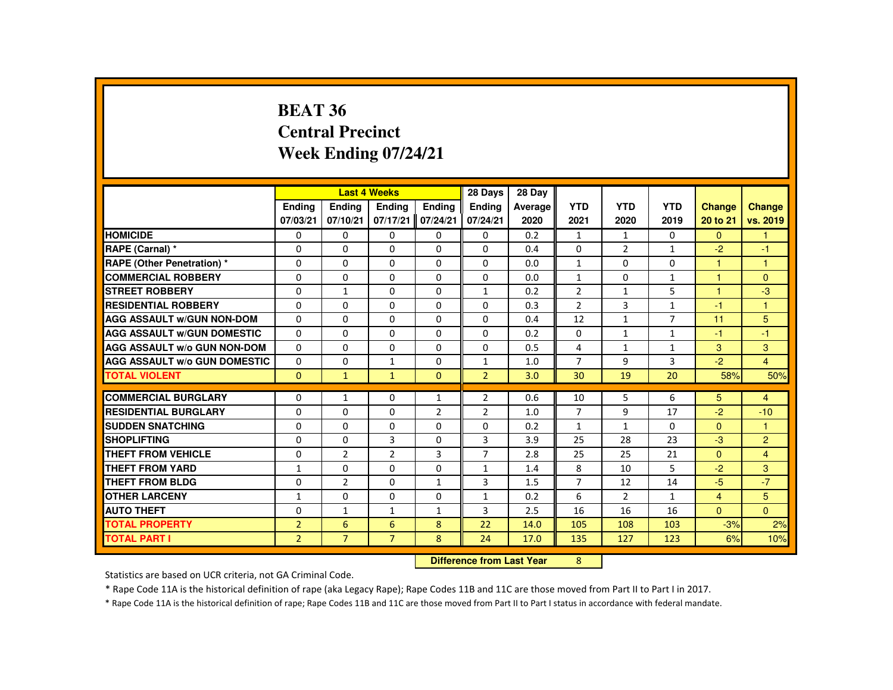# BEAT 36
## Central Precinct
## Week Ending 07/24/21

| | Last 4 Weeks | | | | 28 Days | 28 Day | YTD | YTD | YTD | Change | Change |
|---|---|---|---|---|---|---|---|---|---|---|---|
| | Ending 07/03/21 | Ending 07/10/21 | Ending 07/17/21 | Ending 07/24/21 | Ending 07/24/21 | Average 2020 | 2021 | 2020 | 2019 | 20 to 21 | vs. 2019 |
| HOMICIDE | 0 | 0 | 0 | 0 | 0 | 0.2 | 1 | 1 | 0 | 0 | 1 |
| RAPE (Carnal) * | 0 | 0 | 0 | 0 | 0 | 0.4 | 0 | 2 | 1 | -2 | -1 |
| RAPE (Other Penetration) * | 0 | 0 | 0 | 0 | 0 | 0.0 | 1 | 0 | 0 | 1 | 1 |
| COMMERCIAL ROBBERY | 0 | 0 | 0 | 0 | 0 | 0.0 | 1 | 0 | 1 | 1 | 0 |
| STREET ROBBERY | 0 | 1 | 0 | 0 | 1 | 0.2 | 2 | 1 | 5 | 1 | -3 |
| RESIDENTIAL ROBBERY | 0 | 0 | 0 | 0 | 0 | 0.3 | 2 | 3 | 1 | -1 | 1 |
| AGG ASSAULT w/GUN NON-DOM | 0 | 0 | 0 | 0 | 0 | 0.4 | 12 | 1 | 7 | 11 | 5 |
| AGG ASSAULT w/GUN DOMESTIC | 0 | 0 | 0 | 0 | 0 | 0.2 | 0 | 1 | 1 | -1 | -1 |
| AGG ASSAULT w/o GUN NON-DOM | 0 | 0 | 0 | 0 | 0 | 0.5 | 4 | 1 | 1 | 3 | 3 |
| AGG ASSAULT w/o GUN DOMESTIC | 0 | 0 | 1 | 0 | 1 | 1.0 | 7 | 9 | 3 | -2 | 4 |
| TOTAL VIOLENT | 0 | 1 | 1 | 0 | 2 | 3.0 | 30 | 19 | 20 | 58% | 50% |
| COMMERCIAL BURGLARY | 0 | 1 | 0 | 1 | 2 | 0.6 | 10 | 5 | 6 | 5 | 4 |
| RESIDENTIAL BURGLARY | 0 | 0 | 0 | 2 | 2 | 1.0 | 7 | 9 | 17 | -2 | -10 |
| SUDDEN SNATCHING | 0 | 0 | 0 | 0 | 0 | 0.2 | 1 | 1 | 0 | 0 | 1 |
| SHOPLIFTING | 0 | 0 | 3 | 0 | 3 | 3.9 | 25 | 28 | 23 | -3 | 2 |
| THEFT FROM VEHICLE | 0 | 2 | 2 | 3 | 7 | 2.8 | 25 | 25 | 21 | 0 | 4 |
| THEFT FROM YARD | 1 | 0 | 0 | 0 | 1 | 1.4 | 8 | 10 | 5 | -2 | 3 |
| THEFT FROM BLDG | 0 | 2 | 0 | 1 | 3 | 1.5 | 7 | 12 | 14 | -5 | -7 |
| OTHER LARCENY | 1 | 0 | 0 | 0 | 1 | 0.2 | 6 | 2 | 1 | 4 | 5 |
| AUTO THEFT | 0 | 1 | 1 | 1 | 3 | 2.5 | 16 | 16 | 16 | 0 | 0 |
| TOTAL PROPERTY | 2 | 6 | 6 | 8 | 22 | 14.0 | 105 | 108 | 103 | -3% | 2% |
| TOTAL PART I | 2 | 7 | 7 | 8 | 24 | 17.0 | 135 | 127 | 123 | 6% | 10% |

**Difference from Last Year** 8

Statistics are based on UCR criteria, not GA Criminal Code.

* Rape Code 11A is the historical definition of rape (aka Legacy Rape); Rape Codes 11B and 11C are those moved from Part II to Part I in 2017.

* Rape Code 11A is the historical definition of rape; Rape Codes 11B and 11C are those moved from Part II to Part I status in accordance with federal mandate.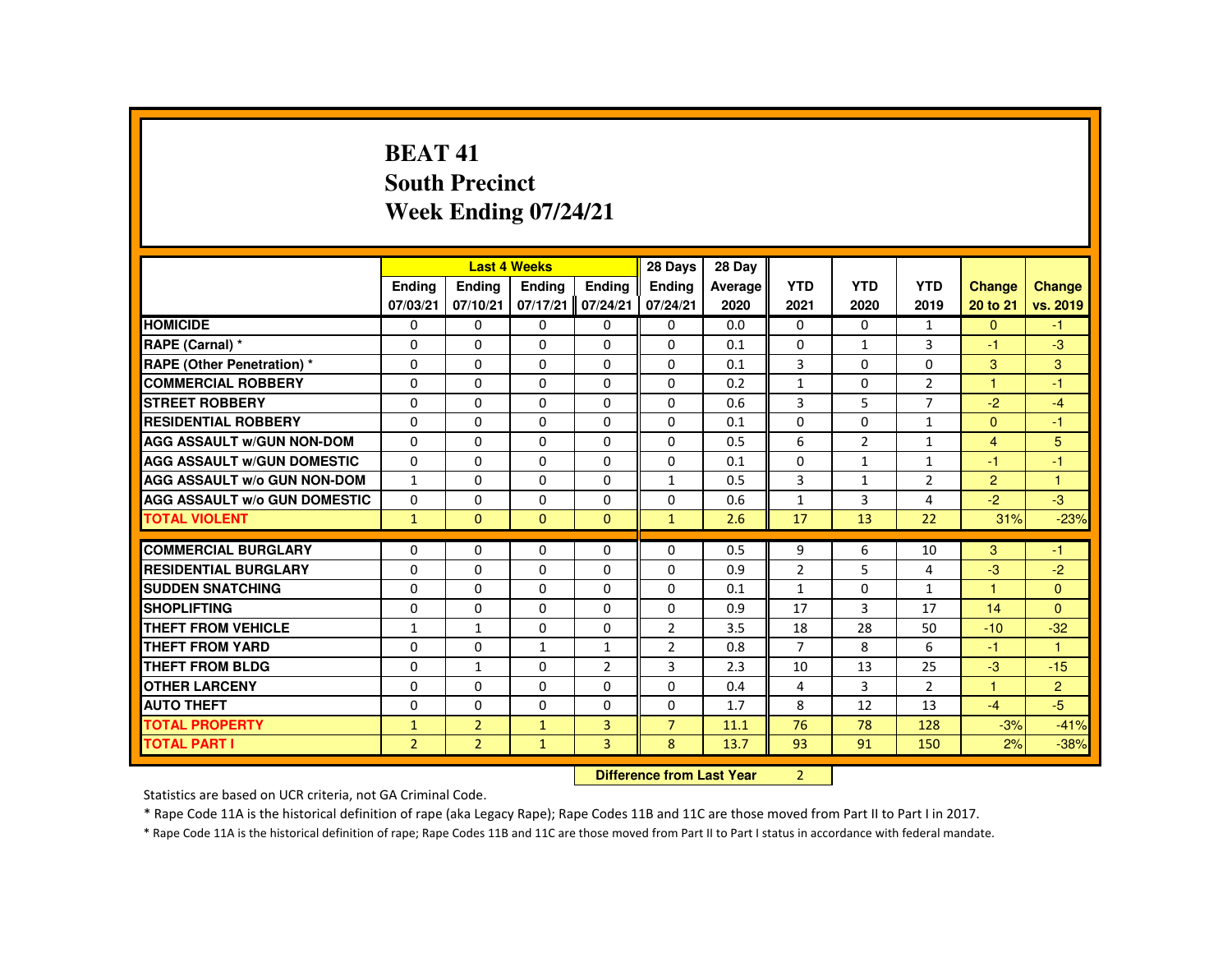# BEAT 41
## South Precinct
## Week Ending 07/24/21

| | Last 4 Weeks | | | | 28 Days | 28 Day | | | | | |
|---|---|---|---|---|---|---|---|---|---|---|---|
| | Ending 07/03/21 | Ending 07/10/21 | Ending 07/17/21 | Ending 07/24/21 | Ending 07/24/21 | Average 2020 | YTD 2021 | YTD 2020 | YTD 2019 | Change 20 to 21 | Change vs. 2019 |
| HOMICIDE | 0 | 0 | 0 | 0 | 0 | 0.0 | 0 | 0 | 1 | 0 | -1 |
| RAPE (Carnal) * | 0 | 0 | 0 | 0 | 0 | 0.1 | 0 | 1 | 3 | -1 | -3 |
| RAPE (Other Penetration) * | 0 | 0 | 0 | 0 | 0 | 0.1 | 3 | 0 | 0 | 3 | 3 |
| COMMERCIAL ROBBERY | 0 | 0 | 0 | 0 | 0 | 0.2 | 1 | 0 | 2 | 1 | -1 |
| STREET ROBBERY | 0 | 0 | 0 | 0 | 0 | 0.6 | 3 | 5 | 7 | -2 | -4 |
| RESIDENTIAL ROBBERY | 0 | 0 | 0 | 0 | 0 | 0.1 | 0 | 0 | 1 | 0 | -1 |
| AGG ASSAULT w/GUN NON-DOM | 0 | 0 | 0 | 0 | 0 | 0.5 | 6 | 2 | 1 | 4 | 5 |
| AGG ASSAULT w/GUN DOMESTIC | 0 | 0 | 0 | 0 | 0 | 0.1 | 0 | 1 | 1 | -1 | -1 |
| AGG ASSAULT w/o GUN NON-DOM | 1 | 0 | 0 | 0 | 1 | 0.5 | 3 | 1 | 2 | 2 | 1 |
| AGG ASSAULT w/o GUN DOMESTIC | 0 | 0 | 0 | 0 | 0 | 0.6 | 1 | 3 | 4 | -2 | -3 |
| TOTAL VIOLENT | 1 | 0 | 0 | 0 | 1 | 2.6 | 17 | 13 | 22 | 31% | -23% |
| COMMERCIAL BURGLARY | 0 | 0 | 0 | 0 | 0 | 0.5 | 9 | 6 | 10 | 3 | -1 |
| RESIDENTIAL BURGLARY | 0 | 0 | 0 | 0 | 0 | 0.9 | 2 | 5 | 4 | -3 | -2 |
| SUDDEN SNATCHING | 0 | 0 | 0 | 0 | 0 | 0.1 | 1 | 0 | 1 | 1 | 0 |
| SHOPLIFTING | 0 | 0 | 0 | 0 | 0 | 0.9 | 17 | 3 | 17 | 14 | 0 |
| THEFT FROM VEHICLE | 1 | 1 | 0 | 0 | 2 | 3.5 | 18 | 28 | 50 | -10 | -32 |
| THEFT FROM YARD | 0 | 0 | 1 | 1 | 2 | 0.8 | 7 | 8 | 6 | -1 | 1 |
| THEFT FROM BLDG | 0 | 1 | 0 | 2 | 3 | 2.3 | 10 | 13 | 25 | -3 | -15 |
| OTHER LARCENY | 0 | 0 | 0 | 0 | 0 | 0.4 | 4 | 3 | 2 | 1 | 2 |
| AUTO THEFT | 0 | 0 | 0 | 0 | 0 | 1.7 | 8 | 12 | 13 | -4 | -5 |
| TOTAL PROPERTY | 1 | 2 | 1 | 3 | 7 | 11.1 | 76 | 78 | 128 | -3% | -41% |
| TOTAL PART I | 2 | 2 | 1 | 3 | 8 | 13.7 | 93 | 91 | 150 | 2% | -38% |

| Difference from Last Year | 2 |
|---|---|

Statistics are based on UCR criteria, not GA Criminal Code.

* Rape Code 11A is the historical definition of rape (aka Legacy Rape); Rape Codes 11B and 11C are those moved from Part II to Part I in 2017.

* Rape Code 11A is the historical definition of rape; Rape Codes 11B and 11C are those moved from Part II to Part I status in accordance with federal mandate.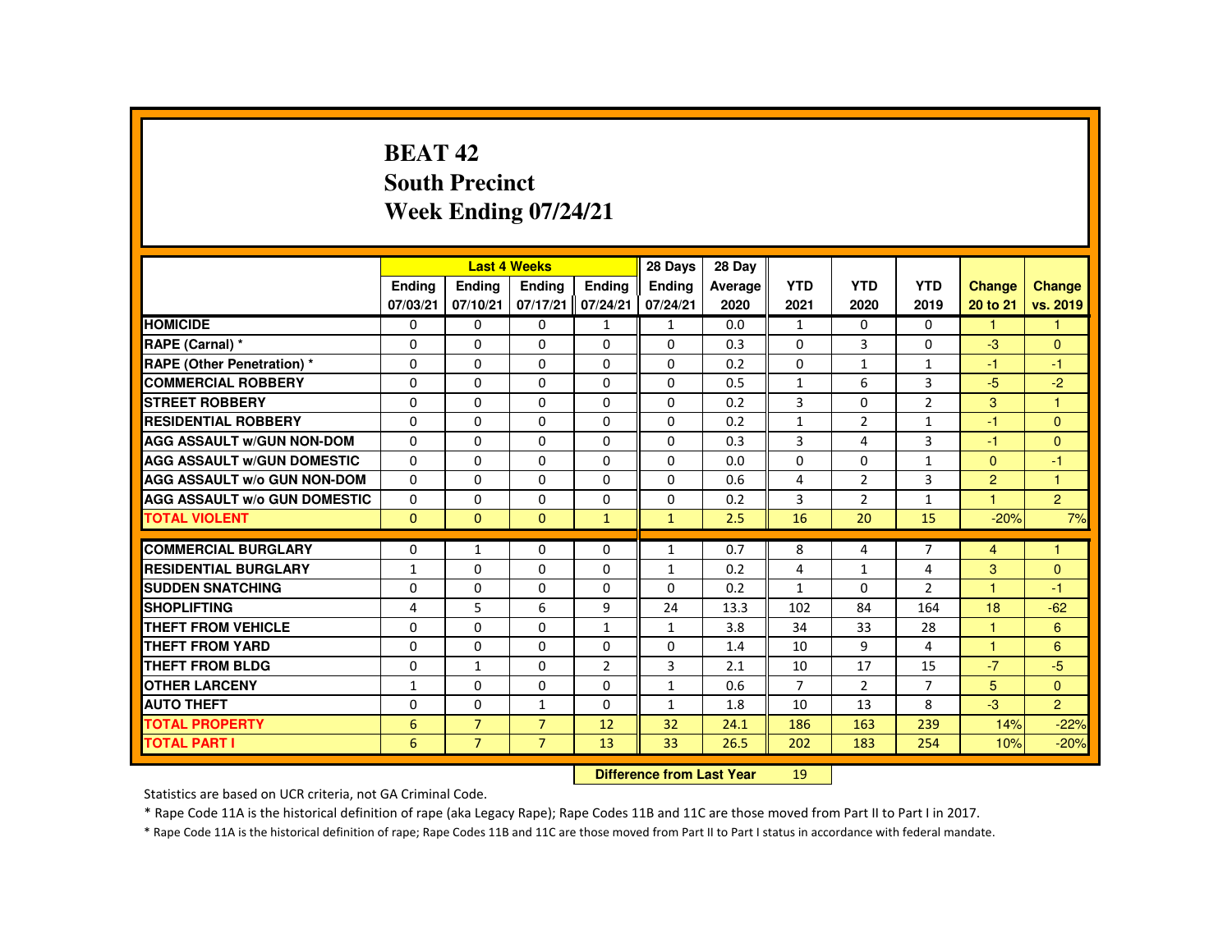# BEAT 42
## South Precinct
## Week Ending 07/24/21

| | Last 4 Weeks | | | | 28 Days | 28 Day | YTD | YTD | YTD | Change | Change |
|---|---|---|---|---|---|---|---|---|---|---|---|
| | Ending 07/03/21 | Ending 07/10/21 | Ending 07/17/21 | Ending 07/24/21 | Ending 07/24/21 | Average 2020 | 2021 | 2020 | 2019 | 20 to 21 | vs. 2019 |
| HOMICIDE | 0 | 0 | 0 | 1 | 1 | 0.0 | 1 | 0 | 0 | 1 | 1 |
| RAPE (Carnal) * | 0 | 0 | 0 | 0 | 0 | 0.3 | 0 | 3 | 0 | -3 | 0 |
| RAPE (Other Penetration) * | 0 | 0 | 0 | 0 | 0 | 0.2 | 0 | 1 | 1 | -1 | -1 |
| COMMERCIAL ROBBERY | 0 | 0 | 0 | 0 | 0 | 0.5 | 1 | 6 | 3 | -5 | -2 |
| STREET ROBBERY | 0 | 0 | 0 | 0 | 0 | 0.2 | 3 | 0 | 2 | 3 | 1 |
| RESIDENTIAL ROBBERY | 0 | 0 | 0 | 0 | 0 | 0.2 | 1 | 2 | 1 | -1 | 0 |
| AGG ASSAULT w/GUN NON-DOM | 0 | 0 | 0 | 0 | 0 | 0.3 | 3 | 4 | 3 | -1 | 0 |
| AGG ASSAULT w/GUN DOMESTIC | 0 | 0 | 0 | 0 | 0 | 0.0 | 0 | 0 | 1 | 0 | -1 |
| AGG ASSAULT w/o GUN NON-DOM | 0 | 0 | 0 | 0 | 0 | 0.6 | 4 | 2 | 3 | 2 | 1 |
| AGG ASSAULT w/o GUN DOMESTIC | 0 | 0 | 0 | 0 | 0 | 0.2 | 3 | 2 | 1 | 1 | 2 |
| TOTAL VIOLENT | 0 | 0 | 0 | 1 | 1 | 2.5 | 16 | 20 | 15 | -20% | 7% |
| COMMERCIAL BURGLARY | 0 | 1 | 0 | 0 | 1 | 0.7 | 8 | 4 | 7 | 4 | 1 |
| RESIDENTIAL BURGLARY | 1 | 0 | 0 | 0 | 1 | 0.2 | 4 | 1 | 4 | 3 | 0 |
| SUDDEN SNATCHING | 0 | 0 | 0 | 0 | 0 | 0.2 | 1 | 0 | 2 | 1 | -1 |
| SHOPLIFTING | 4 | 5 | 6 | 9 | 24 | 13.3 | 102 | 84 | 164 | 18 | -62 |
| THEFT FROM VEHICLE | 0 | 0 | 0 | 1 | 1 | 3.8 | 34 | 33 | 28 | 1 | 6 |
| THEFT FROM YARD | 0 | 0 | 0 | 0 | 0 | 1.4 | 10 | 9 | 4 | 1 | 6 |
| THEFT FROM BLDG | 0 | 1 | 0 | 2 | 3 | 2.1 | 10 | 17 | 15 | -7 | -5 |
| OTHER LARCENY | 1 | 0 | 0 | 0 | 1 | 0.6 | 7 | 2 | 7 | 5 | 0 |
| AUTO THEFT | 0 | 0 | 1 | 0 | 1 | 1.8 | 10 | 13 | 8 | -3 | 2 |
| TOTAL PROPERTY | 6 | 7 | 7 | 12 | 32 | 24.1 | 186 | 163 | 239 | 14% | -22% |
| TOTAL PART I | 6 | 7 | 7 | 13 | 33 | 26.5 | 202 | 183 | 254 | 10% | -20% |

**Difference from Last Year** 19

Statistics are based on UCR criteria, not GA Criminal Code.

* Rape Code 11A is the historical definition of rape (aka Legacy Rape); Rape Codes 11B and 11C are those moved from Part II to Part I in 2017.

* Rape Code 11A is the historical definition of rape; Rape Codes 11B and 11C are those moved from Part II to Part I status in accordance with federal mandate.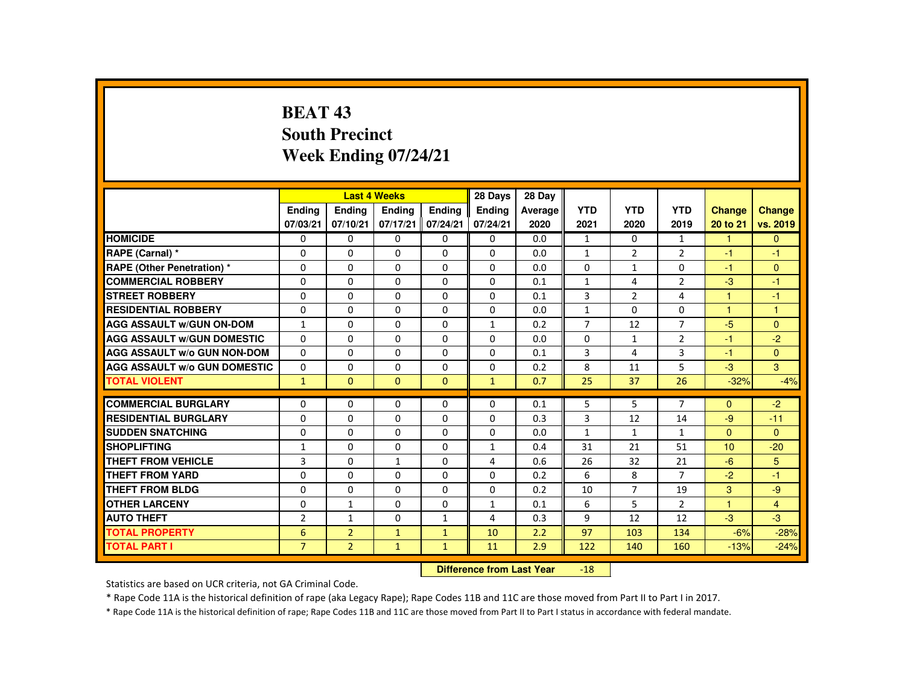# BEAT 43
## South Precinct
## Week Ending 07/24/21

| | Last 4 Weeks | | | | 28 Days | 28 Day | | | | | |
|---|---|---|---|---|---|---|---|---|---|---|---|
| | Ending 07/03/21 | Ending 07/10/21 | Ending 07/17/21 | Ending 07/24/21 | Ending 07/24/21 | Average 2020 | YTD 2021 | YTD 2020 | YTD 2019 | Change 20 to 21 | Change vs. 2019 |
| HOMICIDE | 0 | 0 | 0 | 0 | 0 | 0.0 | 1 | 0 | 1 | 1 | 0 |
| RAPE (Carnal) * | 0 | 0 | 0 | 0 | 0 | 0.0 | 1 | 2 | 2 | -1 | -1 |
| RAPE (Other Penetration) * | 0 | 0 | 0 | 0 | 0 | 0.0 | 0 | 1 | 0 | -1 | 0 |
| COMMERCIAL ROBBERY | 0 | 0 | 0 | 0 | 0 | 0.1 | 1 | 4 | 2 | -3 | -1 |
| STREET ROBBERY | 0 | 0 | 0 | 0 | 0 | 0.1 | 3 | 2 | 4 | 1 | -1 |
| RESIDENTIAL ROBBERY | 0 | 0 | 0 | 0 | 0 | 0.0 | 1 | 0 | 0 | 1 | 1 |
| AGG ASSAULT w/GUN ON-DOM | 1 | 0 | 0 | 0 | 1 | 0.2 | 7 | 12 | 7 | -5 | 0 |
| AGG ASSAULT w/GUN DOMESTIC | 0 | 0 | 0 | 0 | 0 | 0.0 | 0 | 1 | 2 | -1 | -2 |
| AGG ASSAULT w/o GUN NON-DOM | 0 | 0 | 0 | 0 | 0 | 0.1 | 3 | 4 | 3 | -1 | 0 |
| AGG ASSAULT w/o GUN DOMESTIC | 0 | 0 | 0 | 0 | 0 | 0.2 | 8 | 11 | 5 | -3 | 3 |
| TOTAL VIOLENT | 1 | 0 | 0 | 0 | 1 | 0.7 | 25 | 37 | 26 | -32% | -4% |
| COMMERCIAL BURGLARY | 0 | 0 | 0 | 0 | 0 | 0.1 | 5 | 5 | 7 | 0 | -2 |
| RESIDENTIAL BURGLARY | 0 | 0 | 0 | 0 | 0 | 0.3 | 3 | 12 | 14 | -9 | -11 |
| SUDDEN SNATCHING | 0 | 0 | 0 | 0 | 0 | 0.0 | 1 | 1 | 1 | 0 | 0 |
| SHOPLIFTING | 1 | 0 | 0 | 0 | 1 | 0.4 | 31 | 21 | 51 | 10 | -20 |
| THEFT FROM VEHICLE | 3 | 0 | 1 | 0 | 4 | 0.6 | 26 | 32 | 21 | -6 | 5 |
| THEFT FROM YARD | 0 | 0 | 0 | 0 | 0 | 0.2 | 6 | 8 | 7 | -2 | -1 |
| THEFT FROM BLDG | 0 | 0 | 0 | 0 | 0 | 0.2 | 10 | 7 | 19 | 3 | -9 |
| OTHER LARCENY | 0 | 1 | 0 | 0 | 1 | 0.1 | 6 | 5 | 2 | 1 | 4 |
| AUTO THEFT | 2 | 1 | 0 | 1 | 4 | 0.3 | 9 | 12 | 12 | -3 | -3 |
| TOTAL PROPERTY | 6 | 2 | 1 | 1 | 10 | 2.2 | 97 | 103 | 134 | -6% | -28% |
| TOTAL PART I | 7 | 2 | 1 | 1 | 11 | 2.9 | 122 | 140 | 160 | -13% | -24% |

**Difference from Last Year** -18

Statistics are based on UCR criteria, not GA Criminal Code.

* Rape Code 11A is the historical definition of rape (aka Legacy Rape); Rape Codes 11B and 11C are those moved from Part II to Part I in 2017.

* Rape Code 11A is the historical definition of rape; Rape Codes 11B and 11C are those moved from Part II to Part I status in accordance with federal mandate.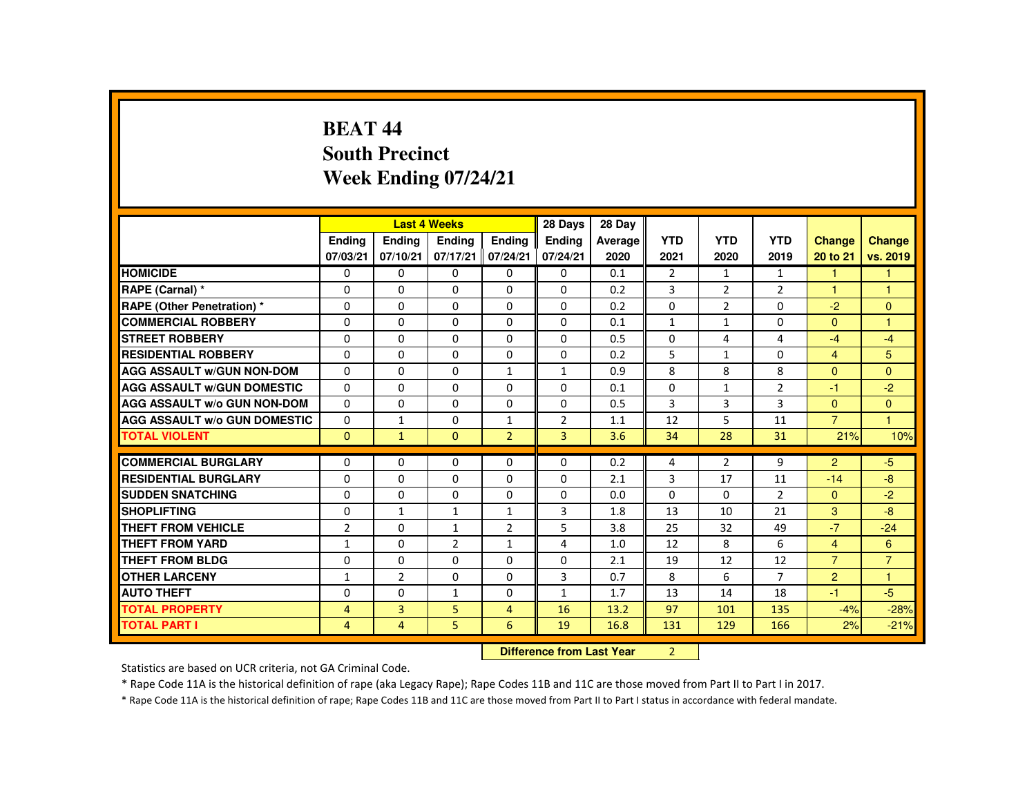# BEAT 44
## South Precinct
## Week Ending 07/24/21

| | Last 4 Weeks | | | | 28 Days | 28 Day | | | | | |
|---|---|---|---|---|---|---|---|---|---|---|---|
| | Ending 07/03/21 | Ending 07/10/21 | Ending 07/17/21 | Ending 07/24/21 | Ending 07/24/21 | Average 2020 | YTD 2021 | YTD 2020 | YTD 2019 | Change 20 to 21 | Change vs. 2019 |
| HOMICIDE | 0 | 0 | 0 | 0 | 0 | 0.1 | 2 | 1 | 1 | 1 | 1 |
| RAPE (Carnal) * | 0 | 0 | 0 | 0 | 0 | 0.2 | 3 | 2 | 2 | 1 | 1 |
| RAPE (Other Penetration) * | 0 | 0 | 0 | 0 | 0 | 0.2 | 0 | 2 | 0 | -2 | 0 |
| COMMERCIAL ROBBERY | 0 | 0 | 0 | 0 | 0 | 0.1 | 1 | 1 | 0 | 0 | 1 |
| STREET ROBBERY | 0 | 0 | 0 | 0 | 0 | 0.5 | 0 | 4 | 4 | -4 | -4 |
| RESIDENTIAL ROBBERY | 0 | 0 | 0 | 0 | 0 | 0.2 | 5 | 1 | 0 | 4 | 5 |
| AGG ASSAULT w/GUN NON-DOM | 0 | 0 | 0 | 1 | 1 | 0.9 | 8 | 8 | 8 | 0 | 0 |
| AGG ASSAULT w/GUN DOMESTIC | 0 | 0 | 0 | 0 | 0 | 0.1 | 0 | 1 | 2 | -1 | -2 |
| AGG ASSAULT w/o GUN NON-DOM | 0 | 0 | 0 | 0 | 0 | 0.5 | 3 | 3 | 3 | 0 | 0 |
| AGG ASSAULT w/o GUN DOMESTIC | 0 | 1 | 0 | 1 | 2 | 1.1 | 12 | 5 | 11 | 7 | 1 |
| TOTAL VIOLENT | 0 | 1 | 0 | 2 | 3 | 3.6 | 34 | 28 | 31 | 21% | 10% |
| COMMERCIAL BURGLARY | 0 | 0 | 0 | 0 | 0 | 0.2 | 4 | 2 | 9 | 2 | -5 |
| RESIDENTIAL BURGLARY | 0 | 0 | 0 | 0 | 0 | 2.1 | 3 | 17 | 11 | -14 | -8 |
| SUDDEN SNATCHING | 0 | 0 | 0 | 0 | 0 | 0.0 | 0 | 0 | 2 | 0 | -2 |
| SHOPLIFTING | 0 | 1 | 1 | 1 | 3 | 1.8 | 13 | 10 | 21 | 3 | -8 |
| THEFT FROM VEHICLE | 2 | 0 | 1 | 2 | 5 | 3.8 | 25 | 32 | 49 | -7 | -24 |
| THEFT FROM YARD | 1 | 0 | 2 | 1 | 4 | 1.0 | 12 | 8 | 6 | 4 | 6 |
| THEFT FROM BLDG | 0 | 0 | 0 | 0 | 0 | 2.1 | 19 | 12 | 12 | 7 | 7 |
| OTHER LARCENY | 1 | 2 | 0 | 0 | 3 | 0.7 | 8 | 6 | 7 | 2 | 1 |
| AUTO THEFT | 0 | 0 | 1 | 0 | 1 | 1.7 | 13 | 14 | 18 | -1 | -5 |
| TOTAL PROPERTY | 4 | 3 | 5 | 4 | 16 | 13.2 | 97 | 101 | 135 | -4% | -28% |
| TOTAL PART I | 4 | 4 | 5 | 6 | 19 | 16.8 | 131 | 129 | 166 | 2% | -21% |

**Difference from Last Year** 2

Statistics are based on UCR criteria, not GA Criminal Code.

* Rape Code 11A is the historical definition of rape (aka Legacy Rape); Rape Codes 11B and 11C are those moved from Part II to Part I in 2017.

* Rape Code 11A is the historical definition of rape; Rape Codes 11B and 11C are those moved from Part II to Part I status in accordance with federal mandate.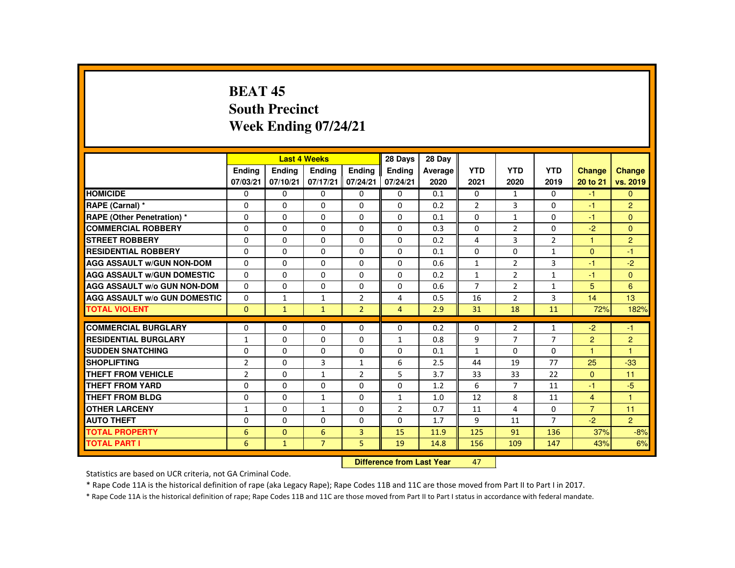# BEAT 45
## South Precinct
## Week Ending 07/24/21

| | Last 4 Weeks | | | | 28 Days | 28 Day | | | | | |
|---|---|---|---|---|---|---|---|---|---|---|---|
| | Ending 07/03/21 | Ending 07/10/21 | Ending 07/17/21 | Ending 07/24/21 | Ending 07/24/21 | Average 2020 | YTD 2021 | YTD 2020 | YTD 2019 | Change 20 to 21 | Change vs. 2019 |
| HOMICIDE | 0 | 0 | 0 | 0 | 0 | 0.1 | 0 | 1 | 0 | -1 | 0 |
| RAPE (Carnal) * | 0 | 0 | 0 | 0 | 0 | 0.2 | 2 | 3 | 0 | -1 | 2 |
| RAPE (Other Penetration) * | 0 | 0 | 0 | 0 | 0 | 0.1 | 0 | 1 | 0 | -1 | 0 |
| COMMERCIAL ROBBERY | 0 | 0 | 0 | 0 | 0 | 0.3 | 0 | 2 | 0 | -2 | 0 |
| STREET ROBBERY | 0 | 0 | 0 | 0 | 0 | 0.2 | 4 | 3 | 2 | 1 | 2 |
| RESIDENTIAL ROBBERY | 0 | 0 | 0 | 0 | 0 | 0.1 | 0 | 0 | 1 | 0 | -1 |
| AGG ASSAULT w/GUN NON-DOM | 0 | 0 | 0 | 0 | 0 | 0.6 | 1 | 2 | 3 | -1 | -2 |
| AGG ASSAULT w/GUN DOMESTIC | 0 | 0 | 0 | 0 | 0 | 0.2 | 1 | 2 | 1 | -1 | 0 |
| AGG ASSAULT w/o GUN NON-DOM | 0 | 0 | 0 | 0 | 0 | 0.6 | 7 | 2 | 1 | 5 | 6 |
| AGG ASSAULT w/o GUN DOMESTIC | 0 | 1 | 1 | 2 | 4 | 0.5 | 16 | 2 | 3 | 14 | 13 |
| TOTAL VIOLENT | 0 | 1 | 1 | 2 | 4 | 2.9 | 31 | 18 | 11 | 72% | 182% |
| COMMERCIAL BURGLARY | 0 | 0 | 0 | 0 | 0 | 0.2 | 0 | 2 | 1 | -2 | -1 |
| RESIDENTIAL BURGLARY | 1 | 0 | 0 | 0 | 1 | 0.8 | 9 | 7 | 7 | 2 | 2 |
| SUDDEN SNATCHING | 0 | 0 | 0 | 0 | 0 | 0.1 | 1 | 0 | 0 | 1 | 1 |
| SHOPLIFTING | 2 | 0 | 3 | 1 | 6 | 2.5 | 44 | 19 | 77 | 25 | -33 |
| THEFT FROM VEHICLE | 2 | 0 | 1 | 2 | 5 | 3.7 | 33 | 33 | 22 | 0 | 11 |
| THEFT FROM YARD | 0 | 0 | 0 | 0 | 0 | 1.2 | 6 | 7 | 11 | -1 | -5 |
| THEFT FROM BLDG | 0 | 0 | 1 | 0 | 1 | 1.0 | 12 | 8 | 11 | 4 | 1 |
| OTHER LARCENY | 1 | 0 | 1 | 0 | 2 | 0.7 | 11 | 4 | 0 | 7 | 11 |
| AUTO THEFT | 0 | 0 | 0 | 0 | 0 | 1.7 | 9 | 11 | 7 | -2 | 2 |
| TOTAL PROPERTY | 6 | 0 | 6 | 3 | 15 | 11.9 | 125 | 91 | 136 | 37% | -8% |
| TOTAL PART I | 6 | 1 | 7 | 5 | 19 | 14.8 | 156 | 109 | 147 | 43% | 6% |

**Difference from Last Year** 47

Statistics are based on UCR criteria, not GA Criminal Code.

* Rape Code 11A is the historical definition of rape (aka Legacy Rape); Rape Codes 11B and 11C are those moved from Part II to Part I in 2017.

* Rape Code 11A is the historical definition of rape; Rape Codes 11B and 11C are those moved from Part II to Part I status in accordance with federal mandate.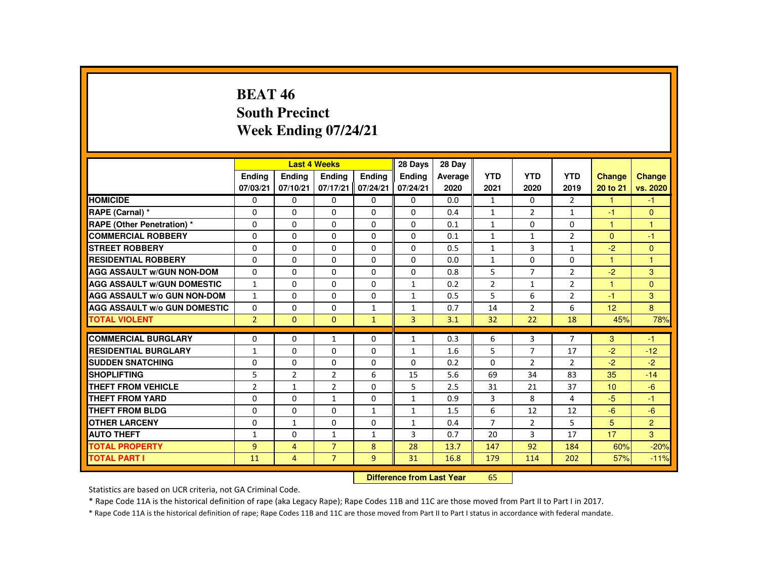# BEAT 46
## South Precinct
## Week Ending 07/24/21

| | Last 4 Weeks | | | | 28 Days | 28 Day | | | | | |
|---|---|---|---|---|---|---|---|---|---|---|---|
| | Ending 07/03/21 | Ending 07/10/21 | Ending 07/17/21 | Ending 07/24/21 | Ending 07/24/21 | Average 2020 | YTD 2021 | YTD 2020 | YTD 2019 | Change 20 to 21 | Change vs. 2020 |
| HOMICIDE | 0 | 0 | 0 | 0 | 0 | 0.0 | 1 | 0 | 2 | 1 | -1 |
| RAPE (Carnal) * | 0 | 0 | 0 | 0 | 0 | 0.4 | 1 | 2 | 1 | -1 | 0 |
| RAPE (Other Penetration) * | 0 | 0 | 0 | 0 | 0 | 0.1 | 1 | 0 | 0 | 1 | 1 |
| COMMERCIAL ROBBERY | 0 | 0 | 0 | 0 | 0 | 0.1 | 1 | 1 | 2 | 0 | -1 |
| STREET ROBBERY | 0 | 0 | 0 | 0 | 0 | 0.5 | 1 | 3 | 1 | -2 | 0 |
| RESIDENTIAL ROBBERY | 0 | 0 | 0 | 0 | 0 | 0.0 | 1 | 0 | 0 | 1 | 1 |
| AGG ASSAULT w/GUN NON-DOM | 0 | 0 | 0 | 0 | 0 | 0.8 | 5 | 7 | 2 | -2 | 3 |
| AGG ASSAULT w/GUN DOMESTIC | 1 | 0 | 0 | 0 | 1 | 0.2 | 2 | 1 | 2 | 1 | 0 |
| AGG ASSAULT w/o GUN NON-DOM | 1 | 0 | 0 | 0 | 1 | 0.5 | 5 | 6 | 2 | -1 | 3 |
| AGG ASSAULT w/o GUN DOMESTIC | 0 | 0 | 0 | 1 | 1 | 0.7 | 14 | 2 | 6 | 12 | 8 |
| TOTAL VIOLENT | 2 | 0 | 0 | 1 | 3 | 3.1 | 32 | 22 | 18 | 45% | 78% |
| COMMERCIAL BURGLARY | 0 | 0 | 1 | 0 | 1 | 0.3 | 6 | 3 | 7 | 3 | -1 |
| RESIDENTIAL BURGLARY | 1 | 0 | 0 | 0 | 1 | 1.6 | 5 | 7 | 17 | -2 | -12 |
| SUDDEN SNATCHING | 0 | 0 | 0 | 0 | 0 | 0.2 | 0 | 2 | 2 | -2 | -2 |
| SHOPLIFTING | 5 | 2 | 2 | 6 | 15 | 5.6 | 69 | 34 | 83 | 35 | -14 |
| THEFT FROM VEHICLE | 2 | 1 | 2 | 0 | 5 | 2.5 | 31 | 21 | 37 | 10 | -6 |
| THEFT FROM YARD | 0 | 0 | 1 | 0 | 1 | 0.9 | 3 | 8 | 4 | -5 | -1 |
| THEFT FROM BLDG | 0 | 0 | 0 | 1 | 1 | 1.5 | 6 | 12 | 12 | -6 | -6 |
| OTHER LARCENY | 0 | 1 | 0 | 0 | 1 | 0.4 | 7 | 2 | 5 | 5 | 2 |
| AUTO THEFT | 1 | 0 | 1 | 1 | 3 | 0.7 | 20 | 3 | 17 | 17 | 3 |
| TOTAL PROPERTY | 9 | 4 | 7 | 8 | 28 | 13.7 | 147 | 92 | 184 | 60% | -20% |
| TOTAL PART I | 11 | 4 | 7 | 9 | 31 | 16.8 | 179 | 114 | 202 | 57% | -11% |

**Difference from Last Year** 65

Statistics are based on UCR criteria, not GA Criminal Code.

* Rape Code 11A is the historical definition of rape (aka Legacy Rape); Rape Codes 11B and 11C are those moved from Part II to Part I in 2017.

* Rape Code 11A is the historical definition of rape; Rape Codes 11B and 11C are those moved from Part II to Part I status in accordance with federal mandate.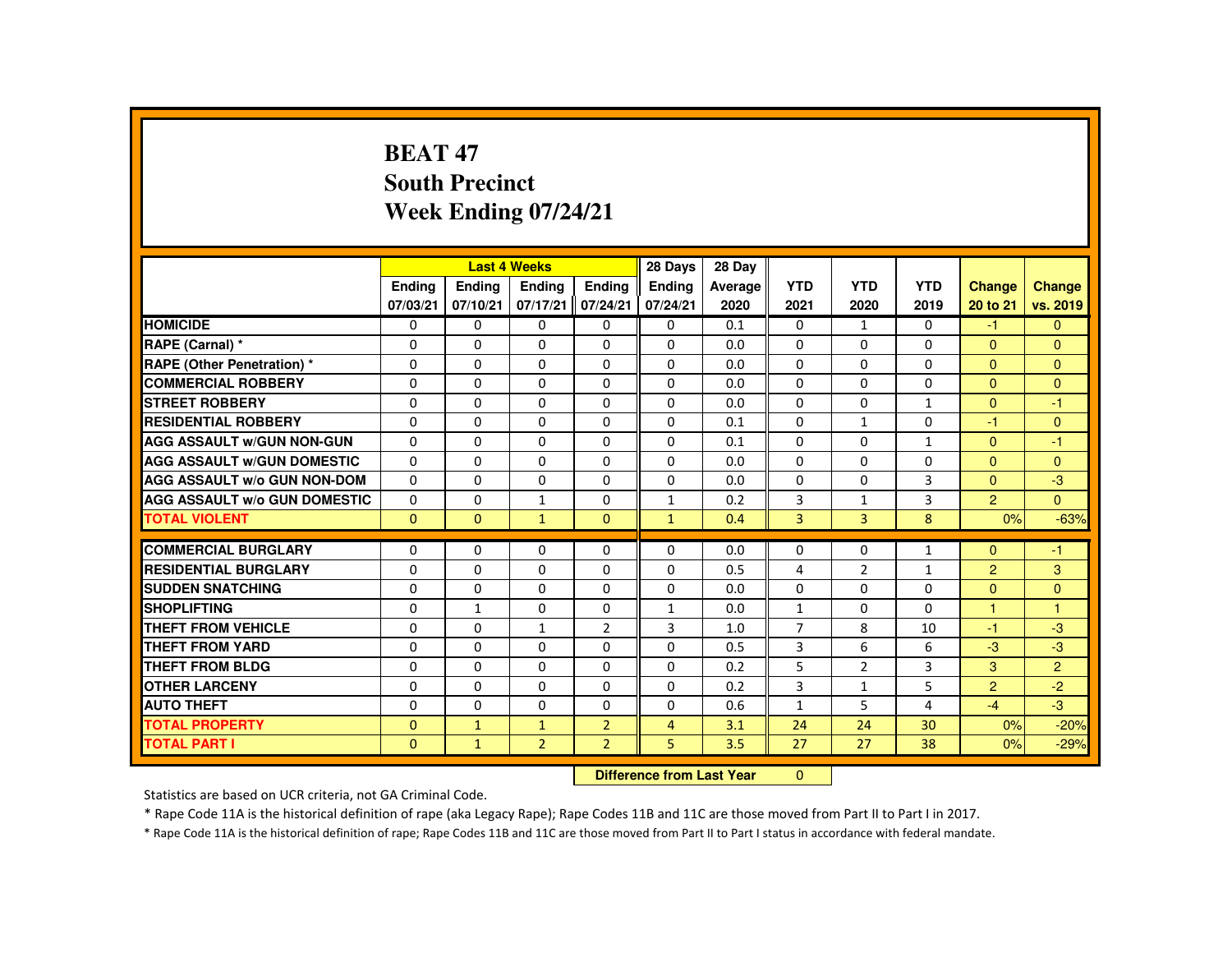# BEAT 47
## South Precinct
## Week Ending 07/24/21

| | Last 4 Weeks | | | | 28 Days | 28 Day | | | | | |
|---|---|---|---|---|---|---|---|---|---|---|---|
| | Ending 07/03/21 | Ending 07/10/21 | Ending 07/17/21 | Ending 07/24/21 | Ending 07/24/21 | Average 2020 | YTD 2021 | YTD 2020 | YTD 2019 | Change 20 to 21 | Change vs. 2019 |
| **HOMICIDE** | 0 | 0 | 0 | 0 | 0 | 0.1 | 0 | 1 | 0 | -1 | 0 |
| **RAPE (Carnal) *** | 0 | 0 | 0 | 0 | 0 | 0.0 | 0 | 0 | 0 | 0 | 0 |
| **RAPE (Other Penetration) *** | 0 | 0 | 0 | 0 | 0 | 0.0 | 0 | 0 | 0 | 0 | 0 |
| **COMMERCIAL ROBBERY** | 0 | 0 | 0 | 0 | 0 | 0.0 | 0 | 0 | 0 | 0 | 0 |
| **STREET ROBBERY** | 0 | 0 | 0 | 0 | 0 | 0.0 | 0 | 0 | 1 | 0 | -1 |
| **RESIDENTIAL ROBBERY** | 0 | 0 | 0 | 0 | 0 | 0.1 | 0 | 1 | 0 | -1 | 0 |
| **AGG ASSAULT w/GUN NON-GUN** | 0 | 0 | 0 | 0 | 0 | 0.1 | 0 | 0 | 1 | 0 | -1 |
| **AGG ASSAULT w/GUN DOMESTIC** | 0 | 0 | 0 | 0 | 0 | 0.0 | 0 | 0 | 0 | 0 | 0 |
| **AGG ASSAULT w/o GUN NON-DOM** | 0 | 0 | 0 | 0 | 0 | 0.0 | 0 | 0 | 3 | 0 | -3 |
| **AGG ASSAULT w/o GUN DOMESTIC** | 0 | 0 | 1 | 0 | 1 | 0.2 | 3 | 1 | 3 | 2 | 0 |
| **TOTAL VIOLENT** | 0 | 0 | 1 | 0 | 1 | 0.4 | 3 | 3 | 8 | 0% | -63% |
| **COMMERCIAL BURGLARY** | 0 | 0 | 0 | 0 | 0 | 0.0 | 0 | 0 | 1 | 0 | -1 |
| **RESIDENTIAL BURGLARY** | 0 | 0 | 0 | 0 | 0 | 0.5 | 4 | 2 | 1 | 2 | 3 |
| **SUDDEN SNATCHING** | 0 | 0 | 0 | 0 | 0 | 0.0 | 0 | 0 | 0 | 0 | 0 |
| **SHOPLIFTING** | 0 | 1 | 0 | 0 | 1 | 0.0 | 1 | 0 | 0 | 1 | 1 |
| **THEFT FROM VEHICLE** | 0 | 0 | 1 | 2 | 3 | 1.0 | 7 | 8 | 10 | -1 | -3 |
| **THEFT FROM YARD** | 0 | 0 | 0 | 0 | 0 | 0.5 | 3 | 6 | 6 | -3 | -3 |
| **THEFT FROM BLDG** | 0 | 0 | 0 | 0 | 0 | 0.2 | 5 | 2 | 3 | 3 | 2 |
| **OTHER LARCENY** | 0 | 0 | 0 | 0 | 0 | 0.2 | 3 | 1 | 5 | 2 | -2 |
| **AUTO THEFT** | 0 | 0 | 0 | 0 | 0 | 0.6 | 1 | 5 | 4 | -4 | -3 |
| **TOTAL PROPERTY** | 0 | 1 | 1 | 2 | 4 | 3.1 | 24 | 24 | 30 | 0% | -20% |
| **TOTAL PART I** | 0 | 1 | 2 | 2 | 5 | 3.5 | 27 | 27 | 38 | 0% | -29% |

**Difference from Last Year** 0

Statistics are based on UCR criteria, not GA Criminal Code.

* Rape Code 11A is the historical definition of rape (aka Legacy Rape); Rape Codes 11B and 11C are those moved from Part II to Part I in 2017.

* Rape Code 11A is the historical definition of rape; Rape Codes 11B and 11C are those moved from Part II to Part I status in accordance with federal mandate.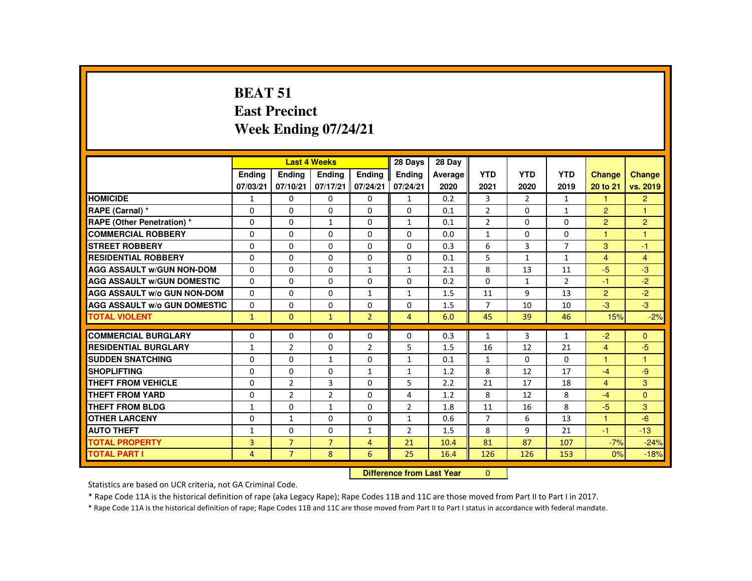# BEAT 51
## East Precinct
## Week Ending 07/24/21

| | Last 4 Weeks | | | | 28 Days | 28 Day | | | | | |
|---|---|---|---|---|---|---|---|---|---|---|---|
| | Ending 07/03/21 | Ending 07/10/21 | Ending 07/17/21 | Ending 07/24/21 | Ending 07/24/21 | Average 2020 | YTD 2021 | YTD 2020 | YTD 2019 | Change 20 to 21 | Change vs. 2019 |
| HOMICIDE | 1 | 0 | 0 | 0 | 1 | 0.2 | 3 | 2 | 1 | 1 | 2 |
| RAPE (Carnal) * | 0 | 0 | 0 | 0 | 0 | 0.1 | 2 | 0 | 1 | 2 | 1 |
| RAPE (Other Penetration) * | 0 | 0 | 1 | 0 | 1 | 0.1 | 2 | 0 | 0 | 2 | 2 |
| COMMERCIAL ROBBERY | 0 | 0 | 0 | 0 | 0 | 0.0 | 1 | 0 | 0 | 1 | 1 |
| STREET ROBBERY | 0 | 0 | 0 | 0 | 0 | 0.3 | 6 | 3 | 7 | 3 | -1 |
| RESIDENTIAL ROBBERY | 0 | 0 | 0 | 0 | 0 | 0.1 | 5 | 1 | 1 | 4 | 4 |
| AGG ASSAULT w/GUN NON-DOM | 0 | 0 | 0 | 1 | 1 | 2.1 | 8 | 13 | 11 | -5 | -3 |
| AGG ASSAULT w/GUN DOMESTIC | 0 | 0 | 0 | 0 | 0 | 0.2 | 0 | 1 | 2 | -1 | -2 |
| AGG ASSAULT w/o GUN NON-DOM | 0 | 0 | 0 | 1 | 1 | 1.5 | 11 | 9 | 13 | 2 | -2 |
| AGG ASSAULT w/o GUN DOMESTIC | 0 | 0 | 0 | 0 | 0 | 1.5 | 7 | 10 | 10 | -3 | -3 |
| TOTAL VIOLENT | 1 | 0 | 1 | 2 | 4 | 6.0 | 45 | 39 | 46 | 15% | -2% |
| COMMERCIAL BURGLARY | 0 | 0 | 0 | 0 | 0 | 0.3 | 1 | 3 | 1 | -2 | 0 |
| RESIDENTIAL BURGLARY | 1 | 2 | 0 | 2 | 5 | 1.5 | 16 | 12 | 21 | 4 | -5 |
| SUDDEN SNATCHING | 0 | 0 | 1 | 0 | 1 | 0.1 | 1 | 0 | 0 | 1 | 1 |
| SHOPLIFTING | 0 | 0 | 0 | 1 | 1 | 1.2 | 8 | 12 | 17 | -4 | -9 |
| THEFT FROM VEHICLE | 0 | 2 | 3 | 0 | 5 | 2.2 | 21 | 17 | 18 | 4 | 3 |
| THEFT FROM YARD | 0 | 2 | 2 | 0 | 4 | 1.2 | 8 | 12 | 8 | -4 | 0 |
| THEFT FROM BLDG | 1 | 0 | 1 | 0 | 2 | 1.8 | 11 | 16 | 8 | -5 | 3 |
| OTHER LARCENY | 0 | 1 | 0 | 0 | 1 | 0.6 | 7 | 6 | 13 | 1 | -6 |
| AUTO THEFT | 1 | 0 | 0 | 1 | 2 | 1.5 | 8 | 9 | 21 | -1 | -13 |
| TOTAL PROPERTY | 3 | 7 | 7 | 4 | 21 | 10.4 | 81 | 87 | 107 | -7% | -24% |
| TOTAL PART I | 4 | 7 | 8 | 6 | 25 | 16.4 | 126 | 126 | 153 | 0% | -18% |

**Difference from Last Year** 0

Statistics are based on UCR criteria, not GA Criminal Code.

* Rape Code 11A is the historical definition of rape (aka Legacy Rape); Rape Codes 11B and 11C are those moved from Part II to Part I in 2017.

* Rape Code 11A is the historical definition of rape; Rape Codes 11B and 11C are those moved from Part II to Part I status in accordance with federal mandate.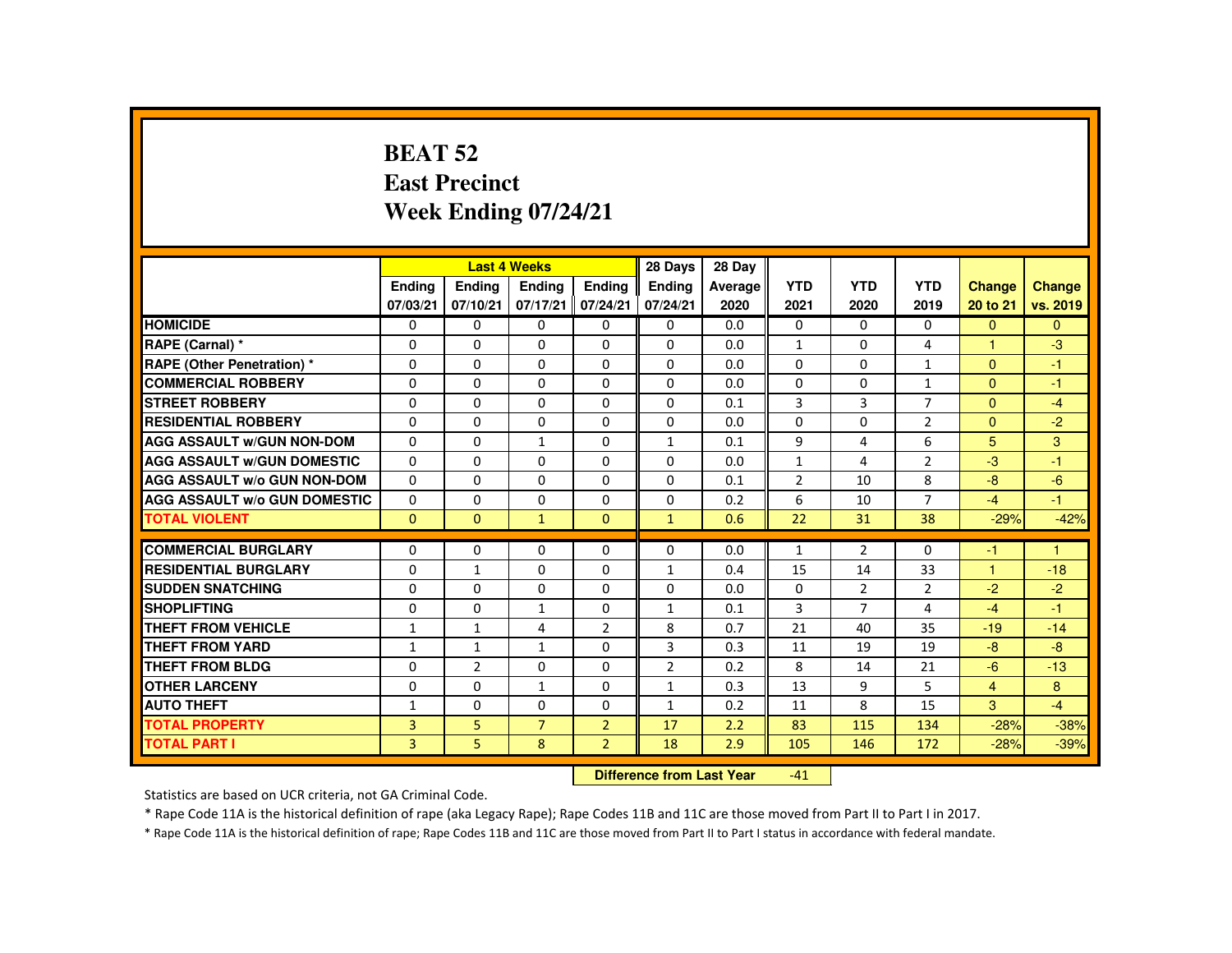# BEAT 52
## East Precinct
## Week Ending 07/24/21

| | Last 4 Weeks | | | | 28 Days | 28 Day | | | | | |
|---|---|---|---|---|---|---|---|---|---|---|---|
| | Ending 07/03/21 | Ending 07/10/21 | Ending 07/17/21 | Ending 07/24/21 | Ending 07/24/21 | Average 2020 | YTD 2021 | YTD 2020 | YTD 2019 | Change 20 to 21 | Change vs. 2019 |
| HOMICIDE | 0 | 0 | 0 | 0 | 0 | 0.0 | 0 | 0 | 0 | 0 | 0 |
| RAPE (Carnal) * | 0 | 0 | 0 | 0 | 0 | 0.0 | 1 | 0 | 4 | 1 | -3 |
| RAPE (Other Penetration) * | 0 | 0 | 0 | 0 | 0 | 0.0 | 0 | 0 | 1 | 0 | -1 |
| COMMERCIAL ROBBERY | 0 | 0 | 0 | 0 | 0 | 0.0 | 0 | 0 | 1 | 0 | -1 |
| STREET ROBBERY | 0 | 0 | 0 | 0 | 0 | 0.1 | 3 | 3 | 7 | 0 | -4 |
| RESIDENTIAL ROBBERY | 0 | 0 | 0 | 0 | 0 | 0.0 | 0 | 0 | 2 | 0 | -2 |
| AGG ASSAULT w/GUN NON-DOM | 0 | 0 | 1 | 0 | 1 | 0.1 | 9 | 4 | 6 | 5 | 3 |
| AGG ASSAULT w/GUN DOMESTIC | 0 | 0 | 0 | 0 | 0 | 0.0 | 1 | 4 | 2 | -3 | -1 |
| AGG ASSAULT w/o GUN NON-DOM | 0 | 0 | 0 | 0 | 0 | 0.1 | 2 | 10 | 8 | -8 | -6 |
| AGG ASSAULT w/o GUN DOMESTIC | 0 | 0 | 0 | 0 | 0 | 0.2 | 6 | 10 | 7 | -4 | -1 |
| TOTAL VIOLENT | 0 | 0 | 1 | 0 | 1 | 0.6 | 22 | 31 | 38 | -29% | -42% |
| COMMERCIAL BURGLARY | 0 | 0 | 0 | 0 | 0 | 0.0 | 1 | 2 | 0 | -1 | 1 |
| RESIDENTIAL BURGLARY | 0 | 1 | 0 | 0 | 1 | 0.4 | 15 | 14 | 33 | 1 | -18 |
| SUDDEN SNATCHING | 0 | 0 | 0 | 0 | 0 | 0.0 | 0 | 2 | 2 | -2 | -2 |
| SHOPLIFTING | 0 | 0 | 1 | 0 | 1 | 0.1 | 3 | 7 | 4 | -4 | -1 |
| THEFT FROM VEHICLE | 1 | 1 | 4 | 2 | 8 | 0.7 | 21 | 40 | 35 | -19 | -14 |
| THEFT FROM YARD | 1 | 1 | 1 | 0 | 3 | 0.3 | 11 | 19 | 19 | -8 | -8 |
| THEFT FROM BLDG | 0 | 2 | 0 | 0 | 2 | 0.2 | 8 | 14 | 21 | -6 | -13 |
| OTHER LARCENY | 0 | 0 | 1 | 0 | 1 | 0.3 | 13 | 9 | 5 | 4 | 8 |
| AUTO THEFT | 1 | 0 | 0 | 0 | 1 | 0.2 | 11 | 8 | 15 | 3 | -4 |
| TOTAL PROPERTY | 3 | 5 | 7 | 2 | 17 | 2.2 | 83 | 115 | 134 | -28% | -38% |
| TOTAL PART I | 3 | 5 | 8 | 2 | 18 | 2.9 | 105 | 146 | 172 | -28% | -39% |

**Difference from Last Year** -41

Statistics are based on UCR criteria, not GA Criminal Code.

* Rape Code 11A is the historical definition of rape (aka Legacy Rape); Rape Codes 11B and 11C are those moved from Part II to Part I in 2017.

* Rape Code 11A is the historical definition of rape; Rape Codes 11B and 11C are those moved from Part II to Part I status in accordance with federal mandate.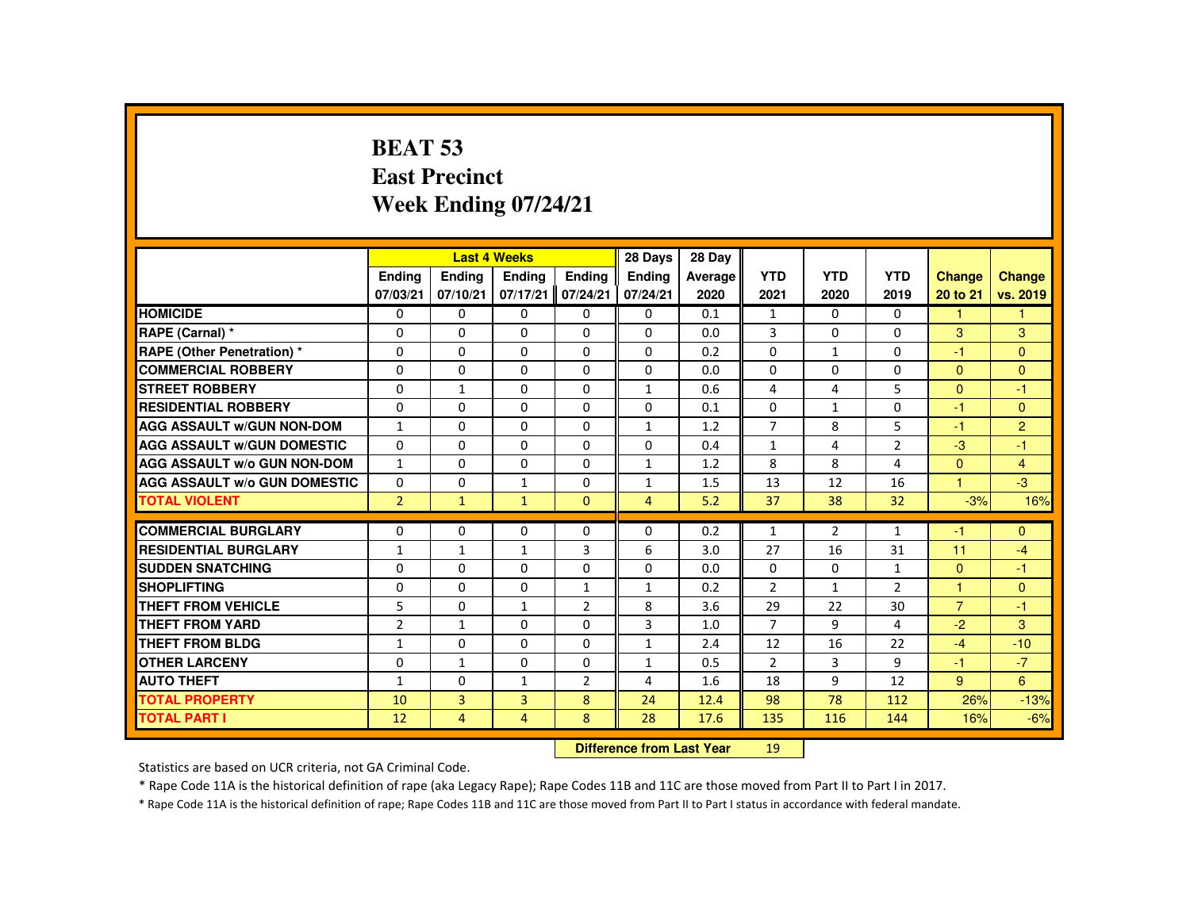# BEAT 53
## East Precinct
## Week Ending 07/24/21

| | Last 4 Weeks | | | | 28 Days | 28 Day | YTD | YTD | YTD | Change | Change |
|---|---|---|---|---|---|---|---|---|---|---|---|
| | Ending 07/03/21 | Ending 07/10/21 | Ending 07/17/21 | Ending 07/24/21 | Ending 07/24/21 | Average 2020 | 2021 | 2020 | 2019 | 20 to 21 | vs. 2019 |
| HOMICIDE | 0 | 0 | 0 | 0 | 0 | 0.1 | 1 | 0 | 0 | 1 | 1 |
| RAPE (Carnal) * | 0 | 0 | 0 | 0 | 0 | 0.0 | 3 | 0 | 0 | 3 | 3 |
| RAPE (Other Penetration) * | 0 | 0 | 0 | 0 | 0 | 0.2 | 0 | 1 | 0 | -1 | 0 |
| COMMERCIAL ROBBERY | 0 | 0 | 0 | 0 | 0 | 0.0 | 0 | 0 | 0 | 0 | 0 |
| STREET ROBBERY | 0 | 1 | 0 | 0 | 1 | 0.6 | 4 | 4 | 5 | 0 | -1 |
| RESIDENTIAL ROBBERY | 0 | 0 | 0 | 0 | 0 | 0.1 | 0 | 1 | 0 | -1 | 0 |
| AGG ASSAULT w/GUN NON-DOM | 1 | 0 | 0 | 0 | 1 | 1.2 | 7 | 8 | 5 | -1 | 2 |
| AGG ASSAULT w/GUN DOMESTIC | 0 | 0 | 0 | 0 | 0 | 0.4 | 1 | 4 | 2 | -3 | -1 |
| AGG ASSAULT w/o GUN NON-DOM | 1 | 0 | 0 | 0 | 1 | 1.2 | 8 | 8 | 4 | 0 | 4 |
| AGG ASSAULT w/o GUN DOMESTIC | 0 | 0 | 1 | 0 | 1 | 1.5 | 13 | 12 | 16 | 1 | -3 |
| TOTAL VIOLENT | 2 | 1 | 1 | 0 | 4 | 5.2 | 37 | 38 | 32 | -3% | 16% |
| COMMERCIAL BURGLARY | 0 | 0 | 0 | 0 | 0 | 0.2 | 1 | 2 | 1 | -1 | 0 |
| RESIDENTIAL BURGLARY | 1 | 1 | 1 | 3 | 6 | 3.0 | 27 | 16 | 31 | 11 | -4 |
| SUDDEN SNATCHING | 0 | 0 | 0 | 0 | 0 | 0.0 | 0 | 0 | 1 | 0 | -1 |
| SHOPLIFTING | 0 | 0 | 0 | 1 | 1 | 0.2 | 2 | 1 | 2 | 1 | 0 |
| THEFT FROM VEHICLE | 5 | 0 | 1 | 2 | 8 | 3.6 | 29 | 22 | 30 | 7 | -1 |
| THEFT FROM YARD | 2 | 1 | 0 | 0 | 3 | 1.0 | 7 | 9 | 4 | -2 | 3 |
| THEFT FROM BLDG | 1 | 0 | 0 | 0 | 1 | 2.4 | 12 | 16 | 22 | -4 | -10 |
| OTHER LARCENY | 0 | 1 | 0 | 0 | 1 | 0.5 | 2 | 3 | 9 | -1 | -7 |
| AUTO THEFT | 1 | 0 | 1 | 2 | 4 | 1.6 | 18 | 9 | 12 | 9 | 6 |
| TOTAL PROPERTY | 10 | 3 | 3 | 8 | 24 | 12.4 | 98 | 78 | 112 | 26% | -13% |
| TOTAL PART I | 12 | 4 | 4 | 8 | 28 | 17.6 | 135 | 116 | 144 | 16% | -6% |

**Difference from Last Year** 19

Statistics are based on UCR criteria, not GA Criminal Code.

* Rape Code 11A is the historical definition of rape (aka Legacy Rape); Rape Codes 11B and 11C are those moved from Part II to Part I in 2017.

* Rape Code 11A is the historical definition of rape; Rape Codes 11B and 11C are those moved from Part II to Part I status in accordance with federal mandate.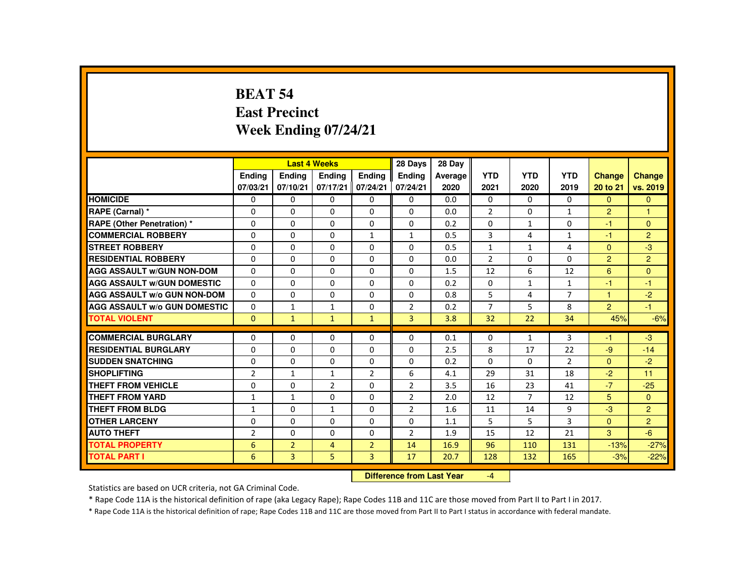# BEAT 54
## East Precinct
## Week Ending 07/24/21

| | Last 4 Weeks | | | | 28 Days | 28 Day | | | | | |
|---|---|---|---|---|---|---|---|---|---|---|---|
| | Ending 07/03/21 | Ending 07/10/21 | Ending 07/17/21 | Ending 07/24/21 | Ending 07/24/21 | Average 2020 | YTD 2021 | YTD 2020 | YTD 2019 | Change 20 to 21 | Change vs. 2019 |
| HOMICIDE | 0 | 0 | 0 | 0 | 0 | 0.0 | 0 | 0 | 0 | 0 | 0 |
| RAPE (Carnal) * | 0 | 0 | 0 | 0 | 0 | 0.0 | 2 | 0 | 1 | 2 | 1 |
| RAPE (Other Penetration) * | 0 | 0 | 0 | 0 | 0 | 0.2 | 0 | 1 | 0 | -1 | 0 |
| COMMERCIAL ROBBERY | 0 | 0 | 0 | 1 | 1 | 0.5 | 3 | 4 | 1 | -1 | 2 |
| STREET ROBBERY | 0 | 0 | 0 | 0 | 0 | 0.5 | 1 | 1 | 4 | 0 | -3 |
| RESIDENTIAL ROBBERY | 0 | 0 | 0 | 0 | 0 | 0.0 | 2 | 0 | 0 | 2 | 2 |
| AGG ASSAULT w/GUN NON-DOM | 0 | 0 | 0 | 0 | 0 | 1.5 | 12 | 6 | 12 | 6 | 0 |
| AGG ASSAULT w/GUN DOMESTIC | 0 | 0 | 0 | 0 | 0 | 0.2 | 0 | 1 | 1 | -1 | -1 |
| AGG ASSAULT w/o GUN NON-DOM | 0 | 0 | 0 | 0 | 0 | 0.8 | 5 | 4 | 7 | 1 | -2 |
| AGG ASSAULT w/o GUN DOMESTIC | 0 | 1 | 1 | 0 | 2 | 0.2 | 7 | 5 | 8 | 2 | -1 |
| TOTAL VIOLENT | 0 | 1 | 1 | 1 | 3 | 3.8 | 32 | 22 | 34 | 45% | -6% |
| COMMERCIAL BURGLARY | 0 | 0 | 0 | 0 | 0 | 0.1 | 0 | 1 | 3 | -1 | -3 |
| RESIDENTIAL BURGLARY | 0 | 0 | 0 | 0 | 0 | 2.5 | 8 | 17 | 22 | -9 | -14 |
| SUDDEN SNATCHING | 0 | 0 | 0 | 0 | 0 | 0.2 | 0 | 0 | 2 | 0 | -2 |
| SHOPLIFTING | 2 | 1 | 1 | 2 | 6 | 4.1 | 29 | 31 | 18 | -2 | 11 |
| THEFT FROM VEHICLE | 0 | 0 | 2 | 0 | 2 | 3.5 | 16 | 23 | 41 | -7 | -25 |
| THEFT FROM YARD | 1 | 1 | 0 | 0 | 2 | 2.0 | 12 | 7 | 12 | 5 | 0 |
| THEFT FROM BLDG | 1 | 0 | 1 | 0 | 2 | 1.6 | 11 | 14 | 9 | -3 | 2 |
| OTHER LARCENY | 0 | 0 | 0 | 0 | 0 | 1.1 | 5 | 5 | 3 | 0 | 2 |
| AUTO THEFT | 2 | 0 | 0 | 0 | 2 | 1.9 | 15 | 12 | 21 | 3 | -6 |
| TOTAL PROPERTY | 6 | 2 | 4 | 2 | 14 | 16.9 | 96 | 110 | 131 | -13% | -27% |
| TOTAL PART I | 6 | 3 | 5 | 3 | 17 | 20.7 | 128 | 132 | 165 | -3% | -22% |

**Difference from Last Year** -4

Statistics are based on UCR criteria, not GA Criminal Code.

* Rape Code 11A is the historical definition of rape (aka Legacy Rape); Rape Codes 11B and 11C are those moved from Part II to Part I in 2017.

* Rape Code 11A is the historical definition of rape; Rape Codes 11B and 11C are those moved from Part II to Part I status in accordance with federal mandate.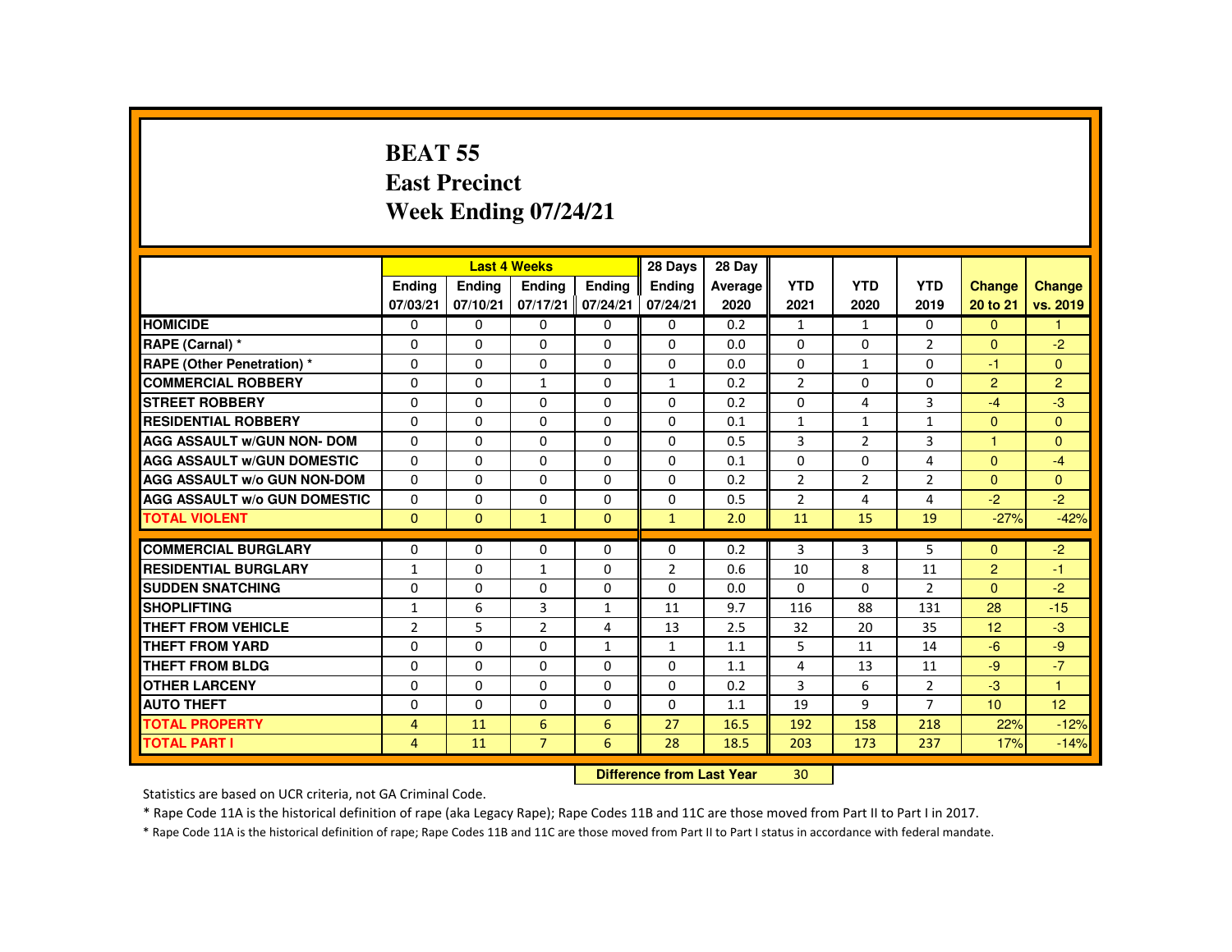# BEAT 55
## East Precinct
## Week Ending 07/24/21

| | Last 4 Weeks | | | | 28 Days | 28 Day | | | | | |
|---|---|---|---|---|---|---|---|---|---|---|---|
| | Ending 07/03/21 | Ending 07/10/21 | Ending 07/17/21 | Ending 07/24/21 | Ending 07/24/21 | Average 2020 | YTD 2021 | YTD 2020 | YTD 2019 | Change 20 to 21 | Change vs. 2019 |
| HOMICIDE | 0 | 0 | 0 | 0 | 0 | 0.2 | 1 | 1 | 0 | 0 | 1 |
| RAPE (Carnal) * | 0 | 0 | 0 | 0 | 0 | 0.0 | 0 | 0 | 2 | 0 | -2 |
| RAPE (Other Penetration) * | 0 | 0 | 0 | 0 | 0 | 0.0 | 0 | 1 | 0 | -1 | 0 |
| COMMERCIAL ROBBERY | 0 | 0 | 1 | 0 | 1 | 0.2 | 2 | 0 | 0 | 2 | 2 |
| STREET ROBBERY | 0 | 0 | 0 | 0 | 0 | 0.2 | 0 | 4 | 3 | -4 | -3 |
| RESIDENTIAL ROBBERY | 0 | 0 | 0 | 0 | 0 | 0.1 | 1 | 1 | 1 | 0 | 0 |
| AGG ASSAULT w/GUN NON- DOM | 0 | 0 | 0 | 0 | 0 | 0.5 | 3 | 2 | 3 | 1 | 0 |
| AGG ASSAULT w/GUN DOMESTIC | 0 | 0 | 0 | 0 | 0 | 0.1 | 0 | 0 | 4 | 0 | -4 |
| AGG ASSAULT w/o GUN NON-DOM | 0 | 0 | 0 | 0 | 0 | 0.2 | 2 | 2 | 2 | 0 | 0 |
| AGG ASSAULT w/o GUN DOMESTIC | 0 | 0 | 0 | 0 | 0 | 0.5 | 2 | 4 | 4 | -2 | -2 |
| TOTAL VIOLENT | 0 | 0 | 1 | 0 | 1 | 2.0 | 11 | 15 | 19 | -27% | -42% |
| COMMERCIAL BURGLARY | 0 | 0 | 0 | 0 | 0 | 0.2 | 3 | 3 | 5 | 0 | -2 |
| RESIDENTIAL BURGLARY | 1 | 0 | 1 | 0 | 2 | 0.6 | 10 | 8 | 11 | 2 | -1 |
| SUDDEN SNATCHING | 0 | 0 | 0 | 0 | 0 | 0.0 | 0 | 0 | 2 | 0 | -2 |
| SHOPLIFTING | 1 | 6 | 3 | 1 | 11 | 9.7 | 116 | 88 | 131 | 28 | -15 |
| THEFT FROM VEHICLE | 2 | 5 | 2 | 4 | 13 | 2.5 | 32 | 20 | 35 | 12 | -3 |
| THEFT FROM YARD | 0 | 0 | 0 | 1 | 1 | 1.1 | 5 | 11 | 14 | -6 | -9 |
| THEFT FROM BLDG | 0 | 0 | 0 | 0 | 0 | 1.1 | 4 | 13 | 11 | -9 | -7 |
| OTHER LARCENY | 0 | 0 | 0 | 0 | 0 | 0.2 | 3 | 6 | 2 | -3 | 1 |
| AUTO THEFT | 0 | 0 | 0 | 0 | 0 | 1.1 | 19 | 9 | 7 | 10 | 12 |
| TOTAL PROPERTY | 4 | 11 | 6 | 6 | 27 | 16.5 | 192 | 158 | 218 | 22% | -12% |
| TOTAL PART I | 4 | 11 | 7 | 6 | 28 | 18.5 | 203 | 173 | 237 | 17% | -14% |

**Difference from Last Year** 30

Statistics are based on UCR criteria, not GA Criminal Code.

* Rape Code 11A is the historical definition of rape (aka Legacy Rape); Rape Codes 11B and 11C are those moved from Part II to Part I in 2017.

* Rape Code 11A is the historical definition of rape; Rape Codes 11B and 11C are those moved from Part II to Part I status in accordance with federal mandate.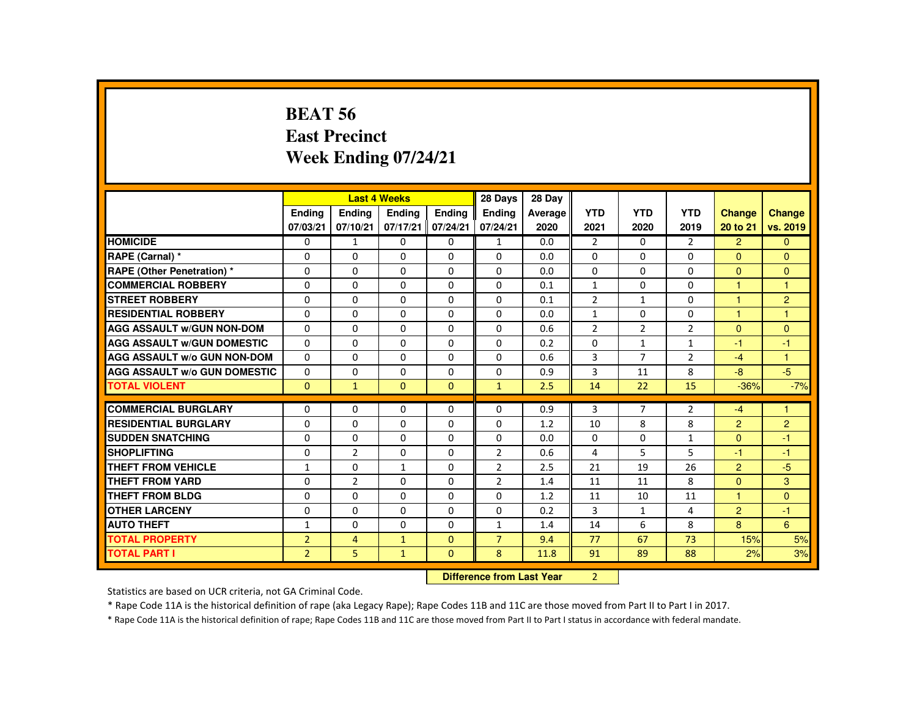# BEAT 56
## East Precinct
## Week Ending 07/24/21

| | Last 4 Weeks | | | | 28 Days | 28 Day | | | | | |
|---|---|---|---|---|---|---|---|---|---|---|---|
| | Ending 07/03/21 | Ending 07/10/21 | Ending 07/17/21 | Ending 07/24/21 | Ending 07/24/21 | Average 2020 | YTD 2021 | YTD 2020 | YTD 2019 | Change 20 to 21 | Change vs. 2019 |
| HOMICIDE | 0 | 1 | 0 | 0 | 1 | 0.0 | 2 | 0 | 2 | 2 | 0 |
| RAPE (Carnal) * | 0 | 0 | 0 | 0 | 0 | 0.0 | 0 | 0 | 0 | 0 | 0 |
| RAPE (Other Penetration) * | 0 | 0 | 0 | 0 | 0 | 0.0 | 0 | 0 | 0 | 0 | 0 |
| COMMERCIAL ROBBERY | 0 | 0 | 0 | 0 | 0 | 0.1 | 1 | 0 | 0 | 1 | 1 |
| STREET ROBBERY | 0 | 0 | 0 | 0 | 0 | 0.1 | 2 | 1 | 0 | 1 | 2 |
| RESIDENTIAL ROBBERY | 0 | 0 | 0 | 0 | 0 | 0.0 | 1 | 0 | 0 | 1 | 1 |
| AGG ASSAULT w/GUN NON-DOM | 0 | 0 | 0 | 0 | 0 | 0.6 | 2 | 2 | 2 | 0 | 0 |
| AGG ASSAULT w/GUN DOMESTIC | 0 | 0 | 0 | 0 | 0 | 0.2 | 0 | 1 | 1 | -1 | -1 |
| AGG ASSAULT w/o GUN NON-DOM | 0 | 0 | 0 | 0 | 0 | 0.6 | 3 | 7 | 2 | -4 | 1 |
| AGG ASSAULT w/o GUN DOMESTIC | 0 | 0 | 0 | 0 | 0 | 0.9 | 3 | 11 | 8 | -8 | -5 |
| TOTAL VIOLENT | 0 | 1 | 0 | 0 | 1 | 2.5 | 14 | 22 | 15 | -36% | -7% |
| COMMERCIAL BURGLARY | 0 | 0 | 0 | 0 | 0 | 0.9 | 3 | 7 | 2 | -4 | 1 |
| RESIDENTIAL BURGLARY | 0 | 0 | 0 | 0 | 0 | 1.2 | 10 | 8 | 8 | 2 | 2 |
| SUDDEN SNATCHING | 0 | 0 | 0 | 0 | 0 | 0.0 | 0 | 0 | 1 | 0 | -1 |
| SHOPLIFTING | 0 | 2 | 0 | 0 | 2 | 0.6 | 4 | 5 | 5 | -1 | -1 |
| THEFT FROM VEHICLE | 1 | 0 | 1 | 0 | 2 | 2.5 | 21 | 19 | 26 | 2 | -5 |
| THEFT FROM YARD | 0 | 2 | 0 | 0 | 2 | 1.4 | 11 | 11 | 8 | 0 | 3 |
| THEFT FROM BLDG | 0 | 0 | 0 | 0 | 0 | 1.2 | 11 | 10 | 11 | 1 | 0 |
| OTHER LARCENY | 0 | 0 | 0 | 0 | 0 | 0.2 | 3 | 1 | 4 | 2 | -1 |
| AUTO THEFT | 1 | 0 | 0 | 0 | 1 | 1.4 | 14 | 6 | 8 | 8 | 6 |
| TOTAL PROPERTY | 2 | 4 | 1 | 0 | 7 | 9.4 | 77 | 67 | 73 | 15% | 5% |
| TOTAL PART I | 2 | 5 | 1 | 0 | 8 | 11.8 | 91 | 89 | 88 | 2% | 3% |

**Difference from Last Year** 2

Statistics are based on UCR criteria, not GA Criminal Code.

* Rape Code 11A is the historical definition of rape (aka Legacy Rape); Rape Codes 11B and 11C are those moved from Part II to Part I in 2017.

* Rape Code 11A is the historical definition of rape; Rape Codes 11B and 11C are those moved from Part II to Part I status in accordance with federal mandate.